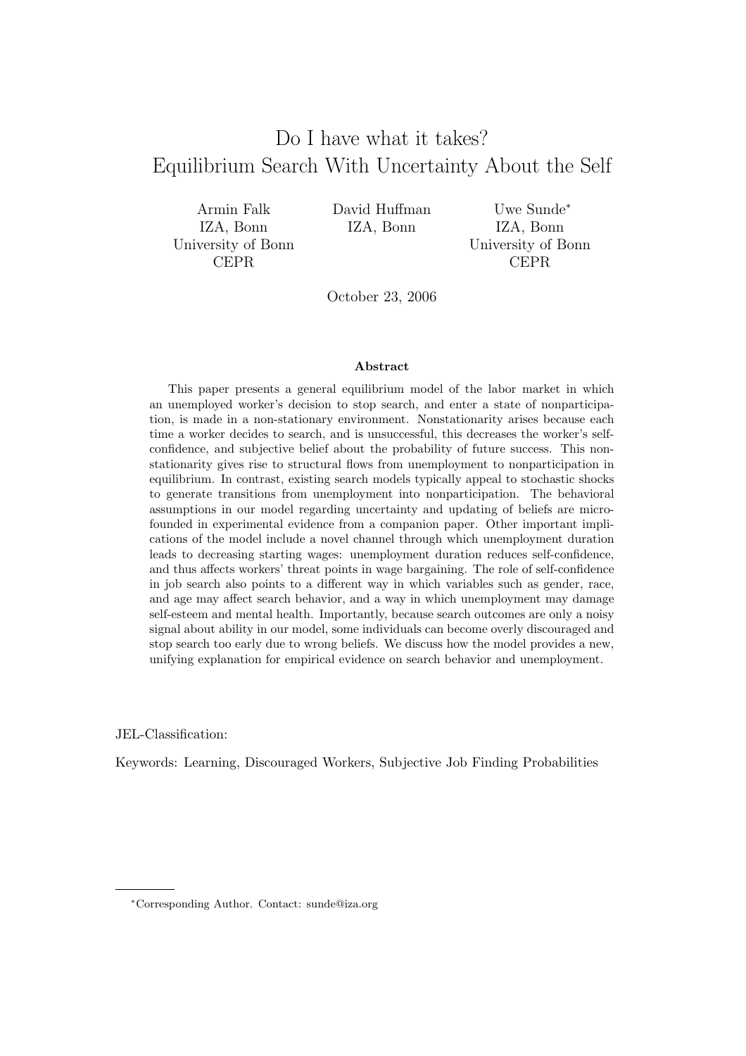# Do I have what it takes? Equilibrium Search With Uncertainty About the Self

Armin Falk
IZA, Bonn
University of Bonn
CEPR

David Huffman
IZA, Bonn

Uwe Sunde*
IZA, Bonn
University of Bonn
CEPR

October 23, 2006

### Abstract

This paper presents a general equilibrium model of the labor market in which an unemployed worker's decision to stop search, and enter a state of nonparticipation, is made in a non-stationary environment. Nonstationarity arises because each time a worker decides to search, and is unsuccessful, this decreases the worker's self-confidence, and subjective belief about the probability of future success. This nonstationarity gives rise to structural flows from unemployment to nonparticipation in equilibrium. In contrast, existing search models typically appeal to stochastic shocks to generate transitions from unemployment into nonparticipation. The behavioral assumptions in our model regarding uncertainty and updating of beliefs are micro-founded in experimental evidence from a companion paper. Other important implications of the model include a novel channel through which unemployment duration leads to decreasing starting wages: unemployment duration reduces self-confidence, and thus affects workers' threat points in wage bargaining. The role of self-confidence in job search also points to a different way in which variables such as gender, race, and age may affect search behavior, and a way in which unemployment may damage self-esteem and mental health. Importantly, because search outcomes are only a noisy signal about ability in our model, some individuals can become overly discouraged and stop search too early due to wrong beliefs. We discuss how the model provides a new, unifying explanation for empirical evidence on search behavior and unemployment.

JEL-Classification:

Keywords: Learning, Discouraged Workers, Subjective Job Finding Probabilities

*Corresponding Author. Contact: sunde@iza.org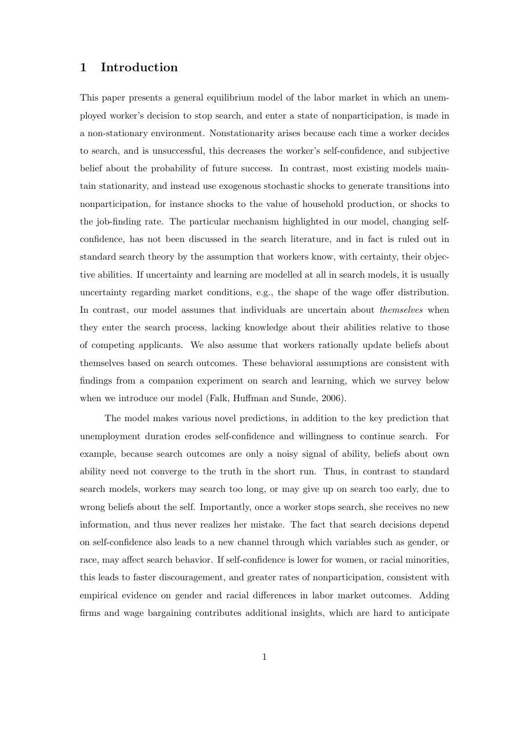# 1 Introduction

This paper presents a general equilibrium model of the labor market in which an unemployed worker's decision to stop search, and enter a state of nonparticipation, is made in a non-stationary environment. Nonstationarity arises because each time a worker decides to search, and is unsuccessful, this decreases the worker's self-confidence, and subjective belief about the probability of future success. In contrast, most existing models maintain stationarity, and instead use exogenous stochastic shocks to generate transitions into nonparticipation, for instance shocks to the value of household production, or shocks to the job-finding rate. The particular mechanism highlighted in our model, changing self-confidence, has not been discussed in the search literature, and in fact is ruled out in standard search theory by the assumption that workers know, with certainty, their objective abilities. If uncertainty and learning are modelled at all in search models, it is usually uncertainty regarding market conditions, e.g., the shape of the wage offer distribution. In contrast, our model assumes that individuals are uncertain about *themselves* when they enter the search process, lacking knowledge about their abilities relative to those of competing applicants. We also assume that workers rationally update beliefs about themselves based on search outcomes. These behavioral assumptions are consistent with findings from a companion experiment on search and learning, which we survey below when we introduce our model (Falk, Huffman and Sunde, 2006).

The model makes various novel predictions, in addition to the key prediction that unemployment duration erodes self-confidence and willingness to continue search. For example, because search outcomes are only a noisy signal of ability, beliefs about own ability need not converge to the truth in the short run. Thus, in contrast to standard search models, workers may search too long, or may give up on search too early, due to wrong beliefs about the self. Importantly, once a worker stops search, she receives no new information, and thus never realizes her mistake. The fact that search decisions depend on self-confidence also leads to a new channel through which variables such as gender, or race, may affect search behavior. If self-confidence is lower for women, or racial minorities, this leads to faster discouragement, and greater rates of nonparticipation, consistent with empirical evidence on gender and racial differences in labor market outcomes. Adding firms and wage bargaining contributes additional insights, which are hard to anticipate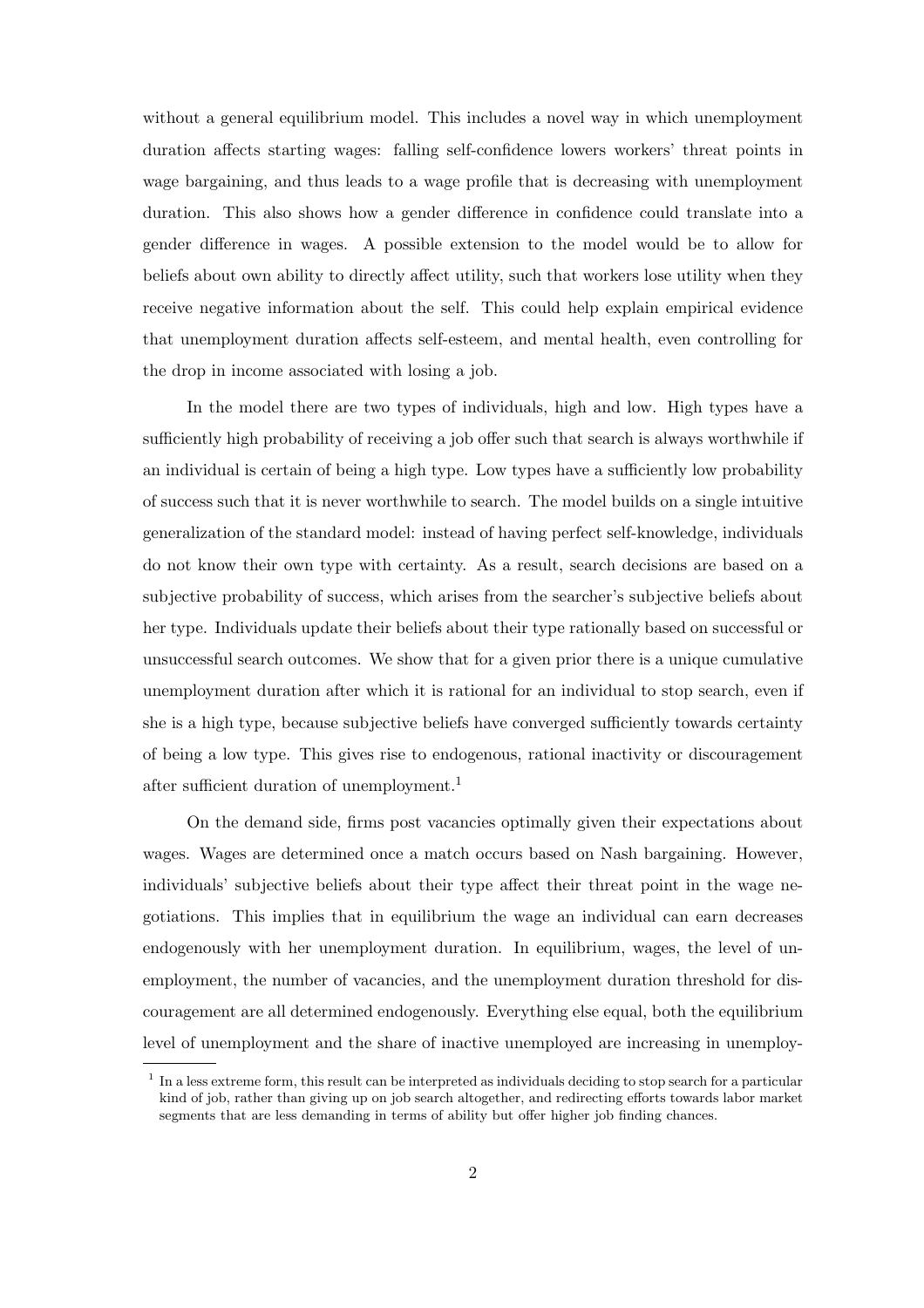without a general equilibrium model. This includes a novel way in which unemployment duration affects starting wages: falling self-confidence lowers workers' threat points in wage bargaining, and thus leads to a wage profile that is decreasing with unemployment duration. This also shows how a gender difference in confidence could translate into a gender difference in wages. A possible extension to the model would be to allow for beliefs about own ability to directly affect utility, such that workers lose utility when they receive negative information about the self. This could help explain empirical evidence that unemployment duration affects self-esteem, and mental health, even controlling for the drop in income associated with losing a job.

In the model there are two types of individuals, high and low. High types have a sufficiently high probability of receiving a job offer such that search is always worthwhile if an individual is certain of being a high type. Low types have a sufficiently low probability of success such that it is never worthwhile to search. The model builds on a single intuitive generalization of the standard model: instead of having perfect self-knowledge, individuals do not know their own type with certainty. As a result, search decisions are based on a subjective probability of success, which arises from the searcher's subjective beliefs about her type. Individuals update their beliefs about their type rationally based on successful or unsuccessful search outcomes. We show that for a given prior there is a unique cumulative unemployment duration after which it is rational for an individual to stop search, even if she is a high type, because subjective beliefs have converged sufficiently towards certainty of being a low type. This gives rise to endogenous, rational inactivity or discouragement after sufficient duration of unemployment.[1]

On the demand side, firms post vacancies optimally given their expectations about wages. Wages are determined once a match occurs based on Nash bargaining. However, individuals' subjective beliefs about their type affect their threat point in the wage negotiations. This implies that in equilibrium the wage an individual can earn decreases endogenously with her unemployment duration. In equilibrium, wages, the level of unemployment, the number of vacancies, and the unemployment duration threshold for discouragement are all determined endogenously. Everything else equal, both the equilibrium level of unemployment and the share of inactive unemployed are increasing in unemploy-

[1] In a less extreme form, this result can be interpreted as individuals deciding to stop search for a particular kind of job, rather than giving up on job search altogether, and redirecting efforts towards labor market segments that are less demanding in terms of ability but offer higher job finding chances.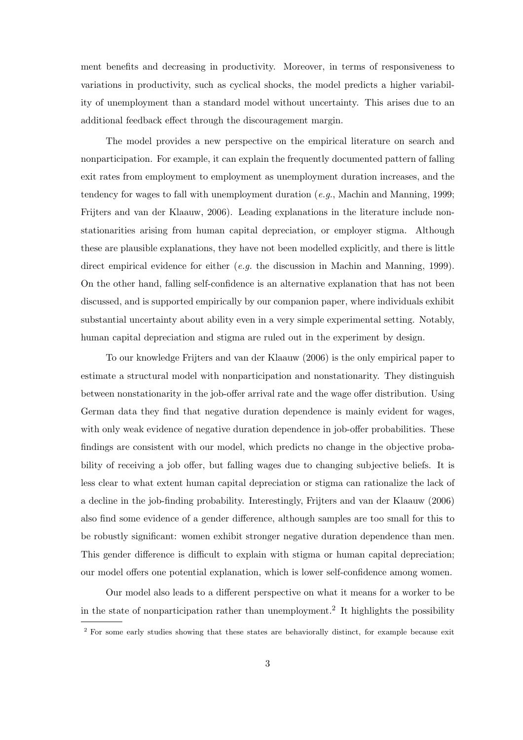ment benefits and decreasing in productivity. Moreover, in terms of responsiveness to variations in productivity, such as cyclical shocks, the model predicts a higher variability of unemployment than a standard model without uncertainty. This arises due to an additional feedback effect through the discouragement margin.

The model provides a new perspective on the empirical literature on search and nonparticipation. For example, it can explain the frequently documented pattern of falling exit rates from employment to employment as unemployment duration increases, and the tendency for wages to fall with unemployment duration (*e.g.*, Machin and Manning, 1999; Frijters and van der Klaauw, 2006). Leading explanations in the literature include nonstationarities arising from human capital depreciation, or employer stigma. Although these are plausible explanations, they have not been modelled explicitly, and there is little direct empirical evidence for either (*e.g.* the discussion in Machin and Manning, 1999). On the other hand, falling self-confidence is an alternative explanation that has not been discussed, and is supported empirically by our companion paper, where individuals exhibit substantial uncertainty about ability even in a very simple experimental setting. Notably, human capital depreciation and stigma are ruled out in the experiment by design.

To our knowledge Frijters and van der Klaauw (2006) is the only empirical paper to estimate a structural model with nonparticipation and nonstationarity. They distinguish between nonstationarity in the job-offer arrival rate and the wage offer distribution. Using German data they find that negative duration dependence is mainly evident for wages, with only weak evidence of negative duration dependence in job-offer probabilities. These findings are consistent with our model, which predicts no change in the objective probability of receiving a job offer, but falling wages due to changing subjective beliefs. It is less clear to what extent human capital depreciation or stigma can rationalize the lack of a decline in the job-finding probability. Interestingly, Frijters and van der Klaauw (2006) also find some evidence of a gender difference, although samples are too small for this to be robustly significant: women exhibit stronger negative duration dependence than men. This gender difference is difficult to explain with stigma or human capital depreciation; our model offers one potential explanation, which is lower self-confidence among women.

Our model also leads to a different perspective on what it means for a worker to be in the state of nonparticipation rather than unemployment.[2] It highlights the possibility

[2] For some early studies showing that these states are behaviorally distinct, for example because exit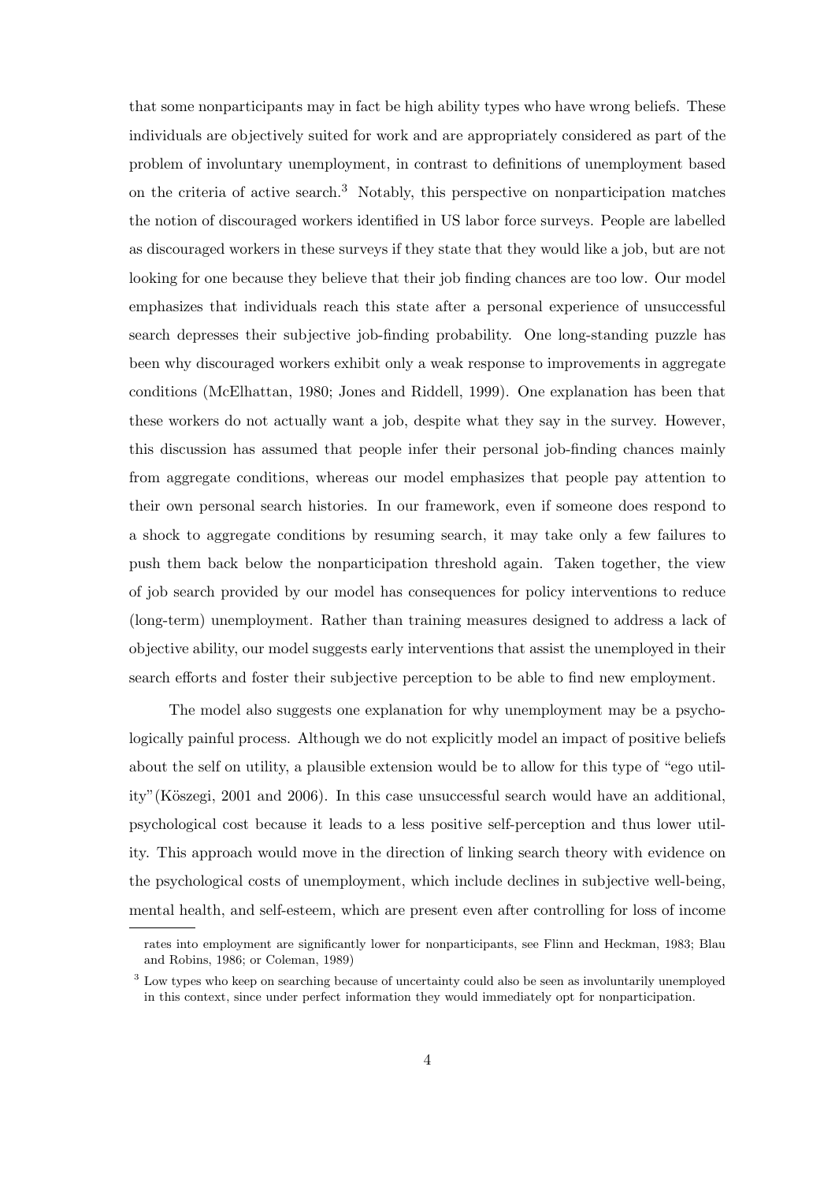that some nonparticipants may in fact be high ability types who have wrong beliefs. These individuals are objectively suited for work and are appropriately considered as part of the problem of involuntary unemployment, in contrast to definitions of unemployment based on the criteria of active search.[3] Notably, this perspective on nonparticipation matches the notion of discouraged workers identified in US labor force surveys. People are labelled as discouraged workers in these surveys if they state that they would like a job, but are not looking for one because they believe that their job finding chances are too low. Our model emphasizes that individuals reach this state after a personal experience of unsuccessful search depresses their subjective job-finding probability. One long-standing puzzle has been why discouraged workers exhibit only a weak response to improvements in aggregate conditions (McElhattan, 1980; Jones and Riddell, 1999). One explanation has been that these workers do not actually want a job, despite what they say in the survey. However, this discussion has assumed that people infer their personal job-finding chances mainly from aggregate conditions, whereas our model emphasizes that people pay attention to their own personal search histories. In our framework, even if someone does respond to a shock to aggregate conditions by resuming search, it may take only a few failures to push them back below the nonparticipation threshold again. Taken together, the view of job search provided by our model has consequences for policy interventions to reduce (long-term) unemployment. Rather than training measures designed to address a lack of objective ability, our model suggests early interventions that assist the unemployed in their search efforts and foster their subjective perception to be able to find new employment.

The model also suggests one explanation for why unemployment may be a psychologically painful process. Although we do not explicitly model an impact of positive beliefs about the self on utility, a plausible extension would be to allow for this type of "ego utility"(Köszegi, 2001 and 2006). In this case unsuccessful search would have an additional, psychological cost because it leads to a less positive self-perception and thus lower utility. This approach would move in the direction of linking search theory with evidence on the psychological costs of unemployment, which include declines in subjective well-being, mental health, and self-esteem, which are present even after controlling for loss of income

rates into employment are significantly lower for nonparticipants, see Flinn and Heckman, 1983; Blau and Robins, 1986; or Coleman, 1989)

[3] Low types who keep on searching because of uncertainty could also be seen as involuntarily unemployed in this context, since under perfect information they would immediately opt for nonparticipation.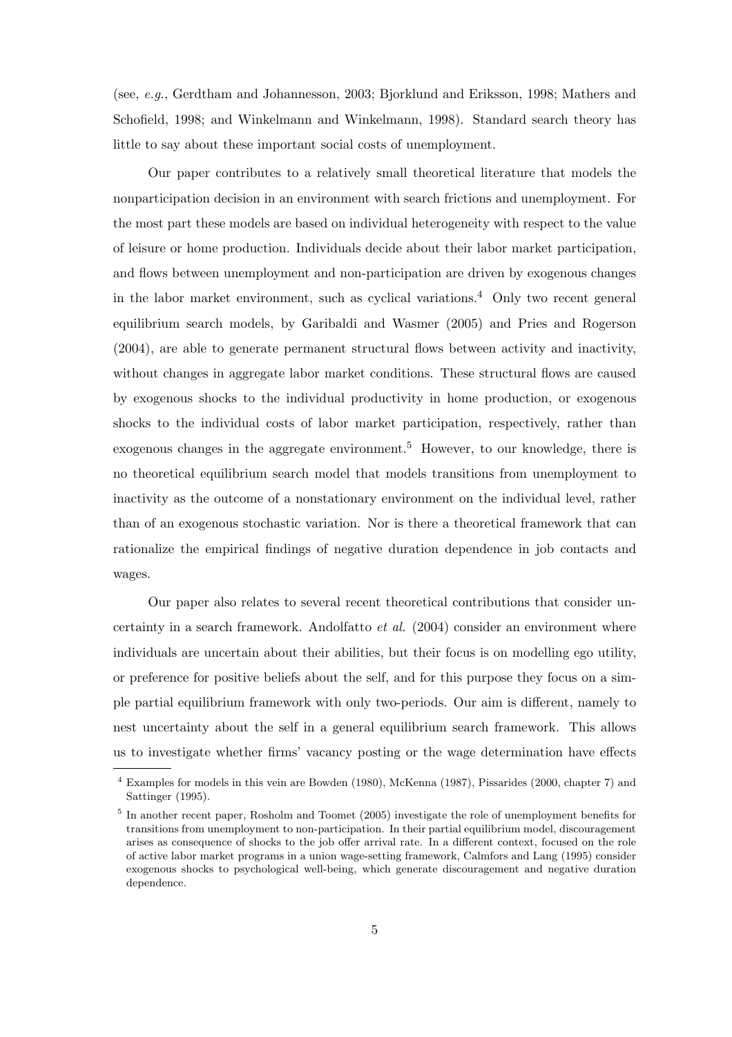(see, *e.g.*, Gerdtham and Johannesson, 2003; Bjorklund and Eriksson, 1998; Mathers and Schofield, 1998; and Winkelmann and Winkelmann, 1998). Standard search theory has little to say about these important social costs of unemployment.

Our paper contributes to a relatively small theoretical literature that models the nonparticipation decision in an environment with search frictions and unemployment. For the most part these models are based on individual heterogeneity with respect to the value of leisure or home production. Individuals decide about their labor market participation, and flows between unemployment and non-participation are driven by exogenous changes in the labor market environment, such as cyclical variations.[4] Only two recent general equilibrium search models, by Garibaldi and Wasmer (2005) and Pries and Rogerson (2004), are able to generate permanent structural flows between activity and inactivity, without changes in aggregate labor market conditions. These structural flows are caused by exogenous shocks to the individual productivity in home production, or exogenous shocks to the individual costs of labor market participation, respectively, rather than exogenous changes in the aggregate environment.[5] However, to our knowledge, there is no theoretical equilibrium search model that models transitions from unemployment to inactivity as the outcome of a nonstationary environment on the individual level, rather than of an exogenous stochastic variation. Nor is there a theoretical framework that can rationalize the empirical findings of negative duration dependence in job contacts and wages.

Our paper also relates to several recent theoretical contributions that consider uncertainty in a search framework. Andolfatto *et al.* (2004) consider an environment where individuals are uncertain about their abilities, but their focus is on modelling ego utility, or preference for positive beliefs about the self, and for this purpose they focus on a simple partial equilibrium framework with only two-periods. Our aim is different, namely to nest uncertainty about the self in a general equilibrium search framework. This allows us to investigate whether firms' vacancy posting or the wage determination have effects

[4] Examples for models in this vein are Bowden (1980), McKenna (1987), Pissarides (2000, chapter 7) and Sattinger (1995).

[5] In another recent paper, Rosholm and Toomet (2005) investigate the role of unemployment benefits for transitions from unemployment to non-participation. In their partial equilibrium model, discouragement arises as consequence of shocks to the job offer arrival rate. In a different context, focused on the role of active labor market programs in a union wage-setting framework, Calmfors and Lang (1995) consider exogenous shocks to psychological well-being, which generate discouragement and negative duration dependence.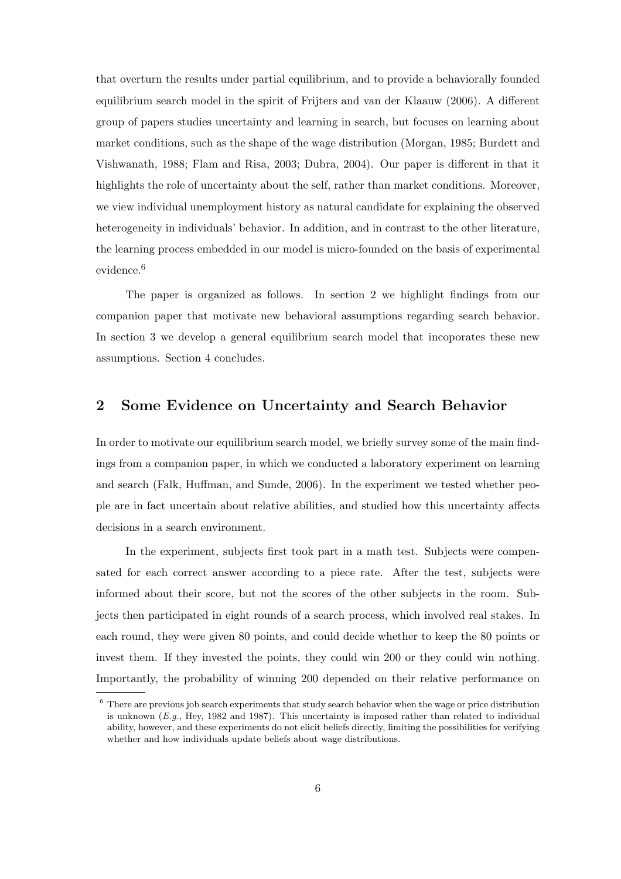that overturn the results under partial equilibrium, and to provide a behaviorally founded equilibrium search model in the spirit of Frijters and van der Klaauw (2006). A different group of papers studies uncertainty and learning in search, but focuses on learning about market conditions, such as the shape of the wage distribution (Morgan, 1985; Burdett and Vishwanath, 1988; Flam and Risa, 2003; Dubra, 2004). Our paper is different in that it highlights the role of uncertainty about the self, rather than market conditions. Moreover, we view individual unemployment history as natural candidate for explaining the observed heterogeneity in individuals' behavior. In addition, and in contrast to the other literature, the learning process embedded in our model is micro-founded on the basis of experimental evidence.[6]

The paper is organized as follows. In section 2 we highlight findings from our companion paper that motivate new behavioral assumptions regarding search behavior. In section 3 we develop a general equilibrium search model that incoporates these new assumptions. Section 4 concludes.

## 2 Some Evidence on Uncertainty and Search Behavior

In order to motivate our equilibrium search model, we briefly survey some of the main findings from a companion paper, in which we conducted a laboratory experiment on learning and search (Falk, Huffman, and Sunde, 2006). In the experiment we tested whether people are in fact uncertain about relative abilities, and studied how this uncertainty affects decisions in a search environment.

In the experiment, subjects first took part in a math test. Subjects were compensated for each correct answer according to a piece rate. After the test, subjects were informed about their score, but not the scores of the other subjects in the room. Subjects then participated in eight rounds of a search process, which involved real stakes. In each round, they were given 80 points, and could decide whether to keep the 80 points or invest them. If they invested the points, they could win 200 or they could win nothing. Importantly, the probability of winning 200 depended on their relative performance on

[6] There are previous job search experiments that study search behavior when the wage or price distribution is unknown (*E.g.*, Hey, 1982 and 1987). This uncertainty is imposed rather than related to individual ability, however, and these experiments do not elicit beliefs directly, limiting the possibilities for verifying whether and how individuals update beliefs about wage distributions.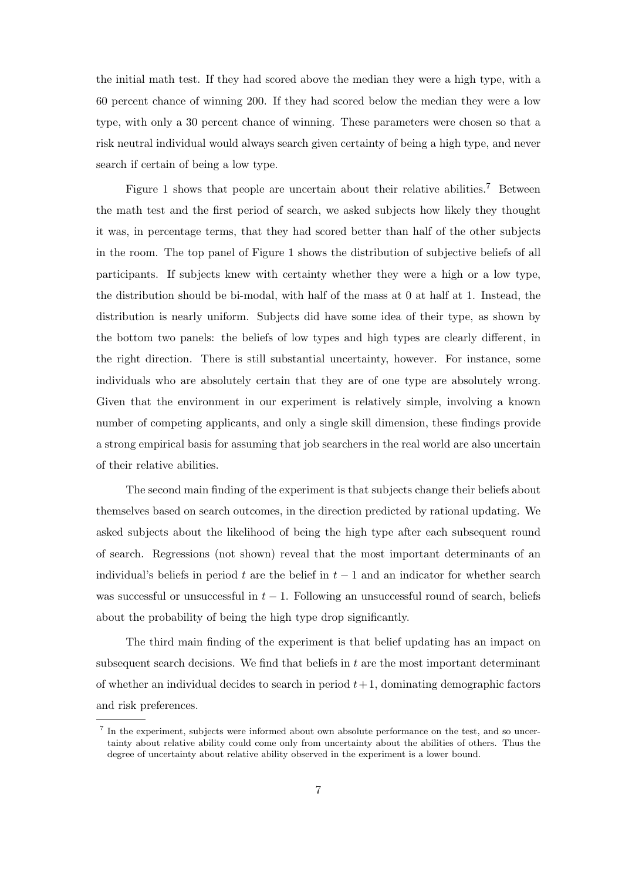the initial math test. If they had scored above the median they were a high type, with a 60 percent chance of winning 200. If they had scored below the median they were a low type, with only a 30 percent chance of winning. These parameters were chosen so that a risk neutral individual would always search given certainty of being a high type, and never search if certain of being a low type.

Figure 1 shows that people are uncertain about their relative abilities.[7] Between the math test and the first period of search, we asked subjects how likely they thought it was, in percentage terms, that they had scored better than half of the other subjects in the room. The top panel of Figure 1 shows the distribution of subjective beliefs of all participants. If subjects knew with certainty whether they were a high or a low type, the distribution should be bi-modal, with half of the mass at 0 at half at 1. Instead, the distribution is nearly uniform. Subjects did have some idea of their type, as shown by the bottom two panels: the beliefs of low types and high types are clearly different, in the right direction. There is still substantial uncertainty, however. For instance, some individuals who are absolutely certain that they are of one type are absolutely wrong. Given that the environment in our experiment is relatively simple, involving a known number of competing applicants, and only a single skill dimension, these findings provide a strong empirical basis for assuming that job searchers in the real world are also uncertain of their relative abilities.

The second main finding of the experiment is that subjects change their beliefs about themselves based on search outcomes, in the direction predicted by rational updating. We asked subjects about the likelihood of being the high type after each subsequent round of search. Regressions (not shown) reveal that the most important determinants of an individual's beliefs in period $t$ are the belief in $t-1$ and an indicator for whether search was successful or unsuccessful in $t-1$. Following an unsuccessful round of search, beliefs about the probability of being the high type drop significantly.

The third main finding of the experiment is that belief updating has an impact on subsequent search decisions. We find that beliefs in $t$ are the most important determinant of whether an individual decides to search in period $t+1$, dominating demographic factors and risk preferences.

[7] In the experiment, subjects were informed about own absolute performance on the test, and so uncertainty about relative ability could come only from uncertainty about the abilities of others. Thus the degree of uncertainty about relative ability observed in the experiment is a lower bound.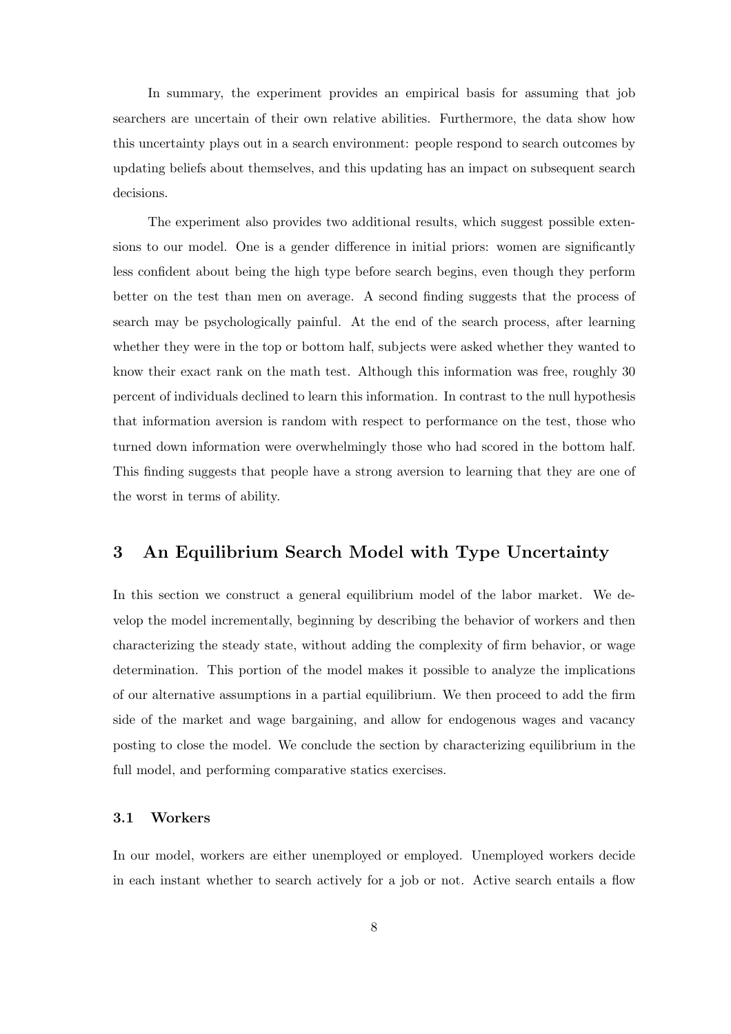In summary, the experiment provides an empirical basis for assuming that job searchers are uncertain of their own relative abilities. Furthermore, the data show how this uncertainty plays out in a search environment: people respond to search outcomes by updating beliefs about themselves, and this updating has an impact on subsequent search decisions.

The experiment also provides two additional results, which suggest possible extensions to our model. One is a gender difference in initial priors: women are significantly less confident about being the high type before search begins, even though they perform better on the test than men on average. A second finding suggests that the process of search may be psychologically painful. At the end of the search process, after learning whether they were in the top or bottom half, subjects were asked whether they wanted to know their exact rank on the math test. Although this information was free, roughly 30 percent of individuals declined to learn this information. In contrast to the null hypothesis that information aversion is random with respect to performance on the test, those who turned down information were overwhelmingly those who had scored in the bottom half. This finding suggests that people have a strong aversion to learning that they are one of the worst in terms of ability.

## 3 An Equilibrium Search Model with Type Uncertainty

In this section we construct a general equilibrium model of the labor market. We develop the model incrementally, beginning by describing the behavior of workers and then characterizing the steady state, without adding the complexity of firm behavior, or wage determination. This portion of the model makes it possible to analyze the implications of our alternative assumptions in a partial equilibrium. We then proceed to add the firm side of the market and wage bargaining, and allow for endogenous wages and vacancy posting to close the model. We conclude the section by characterizing equilibrium in the full model, and performing comparative statics exercises.

### 3.1 Workers

In our model, workers are either unemployed or employed. Unemployed workers decide in each instant whether to search actively for a job or not. Active search entails a flow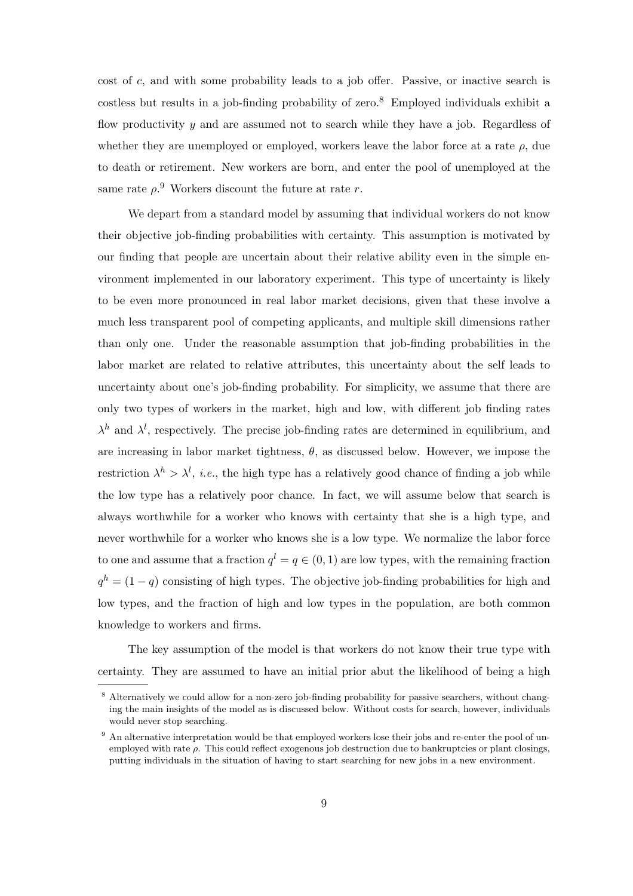cost of $c$, and with some probability leads to a job offer. Passive, or inactive search is costless but results in a job-finding probability of zero.[8] Employed individuals exhibit a flow productivity $y$ and are assumed not to search while they have a job. Regardless of whether they are unemployed or employed, workers leave the labor force at a rate $\rho$, due to death or retirement. New workers are born, and enter the pool of unemployed at the same rate $\rho$.[9] Workers discount the future at rate $r$.

We depart from a standard model by assuming that individual workers do not know their objective job-finding probabilities with certainty. This assumption is motivated by our finding that people are uncertain about their relative ability even in the simple environment implemented in our laboratory experiment. This type of uncertainty is likely to be even more pronounced in real labor market decisions, given that these involve a much less transparent pool of competing applicants, and multiple skill dimensions rather than only one. Under the reasonable assumption that job-finding probabilities in the labor market are related to relative attributes, this uncertainty about the self leads to uncertainty about one's job-finding probability. For simplicity, we assume that there are only two types of workers in the market, high and low, with different job finding rates $\lambda^h$ and $\lambda^l$, respectively. The precise job-finding rates are determined in equilibrium, and are increasing in labor market tightness, $\theta$, as discussed below. However, we impose the restriction $\lambda^h > \lambda^l$, *i.e.*, the high type has a relatively good chance of finding a job while the low type has a relatively poor chance. In fact, we will assume below that search is always worthwhile for a worker who knows with certainty that she is a high type, and never worthwhile for a worker who knows she is a low type. We normalize the labor force to one and assume that a fraction $q^l = q \in (0, 1)$ are low types, with the remaining fraction $q^h = (1 - q)$ consisting of high types. The objective job-finding probabilities for high and low types, and the fraction of high and low types in the population, are both common knowledge to workers and firms.

The key assumption of the model is that workers do not know their true type with certainty. They are assumed to have an initial prior abut the likelihood of being a high

[8] Alternatively we could allow for a non-zero job-finding probability for passive searchers, without changing the main insights of the model as is discussed below. Without costs for search, however, individuals would never stop searching.

[9] An alternative interpretation would be that employed workers lose their jobs and re-enter the pool of unemployed with rate $\rho$. This could reflect exogenous job destruction due to bankruptcies or plant closings, putting individuals in the situation of having to start searching for new jobs in a new environment.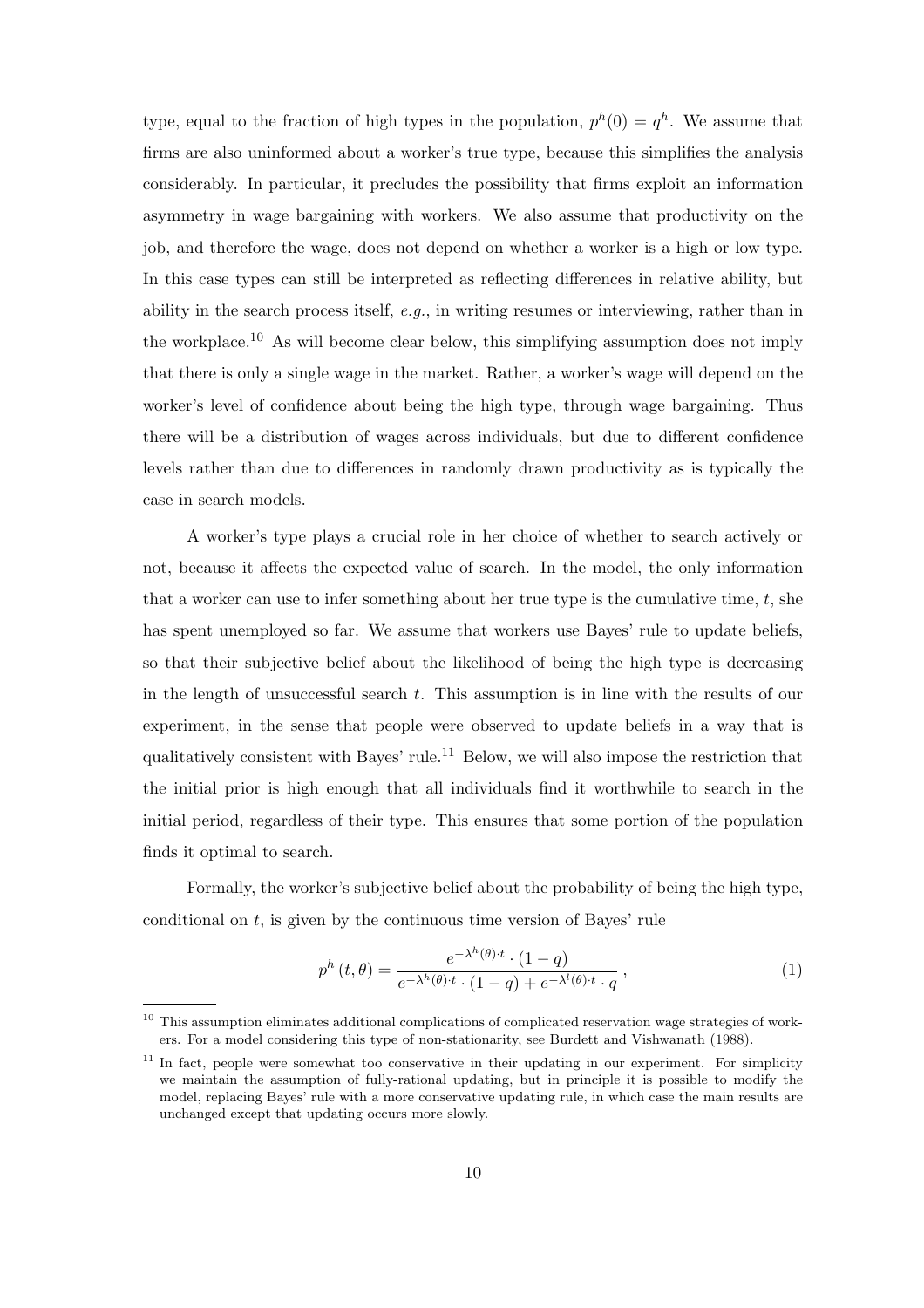type, equal to the fraction of high types in the population, $p^h(0) = q^h$. We assume that firms are also uninformed about a worker's true type, because this simplifies the analysis considerably. In particular, it precludes the possibility that firms exploit an information asymmetry in wage bargaining with workers. We also assume that productivity on the job, and therefore the wage, does not depend on whether a worker is a high or low type. In this case types can still be interpreted as reflecting differences in relative ability, but ability in the search process itself, *e.g.*, in writing resumes or interviewing, rather than in the workplace.[10] As will become clear below, this simplifying assumption does not imply that there is only a single wage in the market. Rather, a worker's wage will depend on the worker's level of confidence about being the high type, through wage bargaining. Thus there will be a distribution of wages across individuals, but due to different confidence levels rather than due to differences in randomly drawn productivity as is typically the case in search models.

A worker's type plays a crucial role in her choice of whether to search actively or not, because it affects the expected value of search. In the model, the only information that a worker can use to infer something about her true type is the cumulative time, $t$, she has spent unemployed so far. We assume that workers use Bayes' rule to update beliefs, so that their subjective belief about the likelihood of being the high type is decreasing in the length of unsuccessful search $t$. This assumption is in line with the results of our experiment, in the sense that people were observed to update beliefs in a way that is qualitatively consistent with Bayes' rule.[11] Below, we will also impose the restriction that the initial prior is high enough that all individuals find it worthwhile to search in the initial period, regardless of their type. This ensures that some portion of the population finds it optimal to search.

Formally, the worker's subjective belief about the probability of being the high type, conditional on $t$, is given by the continuous time version of Bayes' rule

$$p^h(t, \theta) = \frac{e^{-\lambda^h(\theta) \cdot t} \cdot (1-q)}{e^{-\lambda^h(\theta) \cdot t} \cdot (1-q) + e^{-\lambda^l(\theta) \cdot t} \cdot q}\,, \tag{1}$$

[10] This assumption eliminates additional complications of complicated reservation wage strategies of workers. For a model considering this type of non-stationarity, see Burdett and Vishwanath (1988).

[11] In fact, people were somewhat too conservative in their updating in our experiment. For simplicity we maintain the assumption of fully-rational updating, but in principle it is possible to modify the model, replacing Bayes' rule with a more conservative updating rule, in which case the main results are unchanged except that updating occurs more slowly.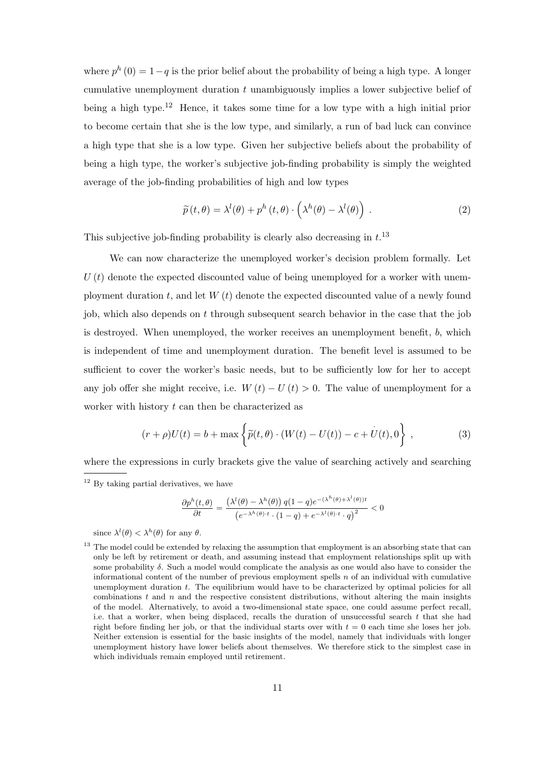where $p^h(0) = 1-q$ is the prior belief about the probability of being a high type. A longer cumulative unemployment duration $t$ unambiguously implies a lower subjective belief of being a high type.[12] Hence, it takes some time for a low type with a high initial prior to become certain that she is the low type, and similarly, a run of bad luck can convince a high type that she is a low type. Given her subjective beliefs about the probability of being a high type, the worker's subjective job-finding probability is simply the weighted average of the job-finding probabilities of high and low types

$$\widetilde{p}(t,\theta) = \lambda^l(\theta) + p^h(t,\theta) \cdot \left(\lambda^h(\theta) - \lambda^l(\theta)\right) . \tag{2}$$

This subjective job-finding probability is clearly also decreasing in $t$.[13]

We can now characterize the unemployed worker's decision problem formally. Let $U(t)$ denote the expected discounted value of being unemployed for a worker with unemployment duration $t$, and let $W(t)$ denote the expected discounted value of a newly found job, which also depends on $t$ through subsequent search behavior in the case that the job is destroyed. When unemployed, the worker receives an unemployment benefit, $b$, which is independent of time and unemployment duration. The benefit level is assumed to be sufficient to cover the worker's basic needs, but to be sufficiently low for her to accept any job offer she might receive, i.e. $W(t) - U(t) > 0$. The value of unemployment for a worker with history $t$ can then be characterized as

$$(r+\rho)U(t) = b + \max\left\{\widetilde{p}(t,\theta) \cdot (W(t) - U(t)) - c + \dot{U}(t), 0\right\} , \tag{3}$$

where the expressions in curly brackets give the value of searching actively and searching

---

[12] By taking partial derivatives, we have

$$\frac{\partial p^h(t,\theta)}{\partial t} = \frac{\left(\lambda^l(\theta) - \lambda^h(\theta)\right) q(1-q)e^{-(\lambda^h(\theta)+\lambda^l(\theta))t}}{\left(e^{-\lambda^h(\theta)\cdot t} \cdot (1-q) + e^{-\lambda^l(\theta)\cdot t} \cdot q\right)^2} < 0$$

since $\lambda^l(\theta) < \lambda^h(\theta)$ for any $\theta$.

[13] The model could be extended by relaxing the assumption that employment is an absorbing state that can only be left by retirement or death, and assuming instead that employment relationships split up with some probability $\delta$. Such a model would complicate the analysis as one would also have to consider the informational content of the number of previous employment spells $n$ of an individual with cumulative unemployment duration $t$. The equilibrium would have to be characterized by optimal policies for all combinations $t$ and $n$ and the respective consistent distributions, without altering the main insights of the model. Alternatively, to avoid a two-dimensional state space, one could assume perfect recall, i.e. that a worker, when being displaced, recalls the duration of unsuccessful search $t$ that she had right before finding her job, or that the individual starts over with $t = 0$ each time she loses her job. Neither extension is essential for the basic insights of the model, namely that individuals with longer unemployment history have lower beliefs about themselves. We therefore stick to the simplest case in which individuals remain employed until retirement.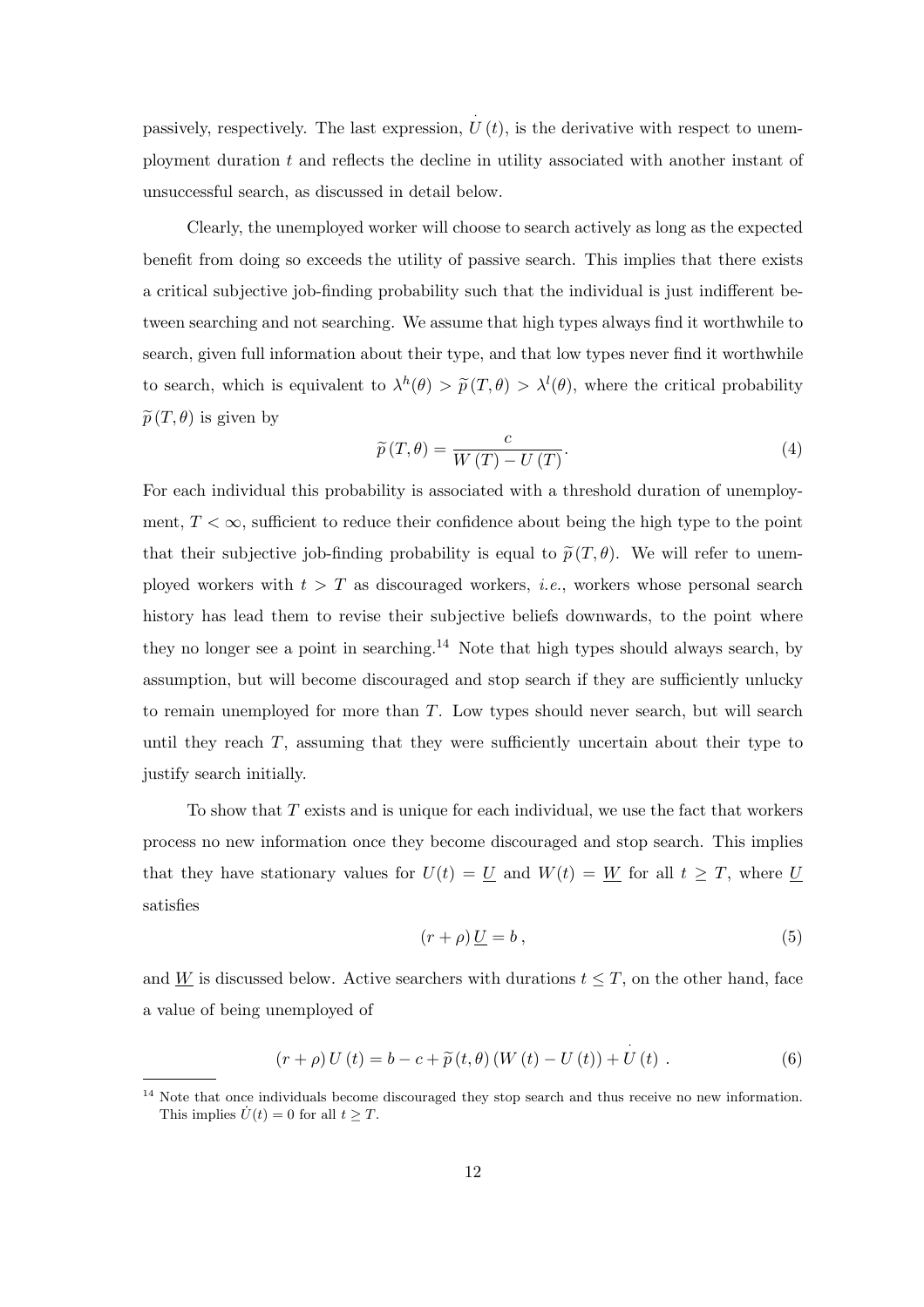passively, respectively. The last expression, $\dot{U}(t)$, is the derivative with respect to unemployment duration $t$ and reflects the decline in utility associated with another instant of unsuccessful search, as discussed in detail below.

Clearly, the unemployed worker will choose to search actively as long as the expected benefit from doing so exceeds the utility of passive search. This implies that there exists a critical subjective job-finding probability such that the individual is just indifferent between searching and not searching. We assume that high types always find it worthwhile to search, given full information about their type, and that low types never find it worthwhile to search, which is equivalent to $\lambda^h(\theta) > \widetilde{p}(T,\theta) > \lambda^l(\theta)$, where the critical probability $\widetilde{p}(T,\theta)$ is given by

$$\widetilde{p}(T,\theta) = \frac{c}{W(T) - U(T)}. \tag{4}$$

For each individual this probability is associated with a threshold duration of unemployment, $T < \infty$, sufficient to reduce their confidence about being the high type to the point that their subjective job-finding probability is equal to $\widetilde{p}(T,\theta)$. We will refer to unemployed workers with $t > T$ as discouraged workers, *i.e.*, workers whose personal search history has lead them to revise their subjective beliefs downwards, to the point where they no longer see a point in searching.[14] Note that high types should always search, by assumption, but will become discouraged and stop search if they are sufficiently unlucky to remain unemployed for more than $T$. Low types should never search, but will search until they reach $T$, assuming that they were sufficiently uncertain about their type to justify search initially.

To show that $T$ exists and is unique for each individual, we use the fact that workers process no new information once they become discouraged and stop search. This implies that they have stationary values for $U(t) = \underline{U}$ and $W(t) = \underline{W}$ for all $t \geq T$, where $\underline{U}$ satisfies

$$(r+\rho)\,\underline{U} = b\,, \tag{5}$$

and $\underline{W}$ is discussed below. Active searchers with durations $t \leq T$, on the other hand, face a value of being unemployed of

$$(r+\rho)\,U(t) = b - c + \widetilde{p}(t,\theta)\,(W(t) - U(t)) + \dot{U}(t)\;. \tag{6}$$

[14] Note that once individuals become discouraged they stop search and thus receive no new information. This implies $\dot{U}(t) = 0$ for all $t \geq T$.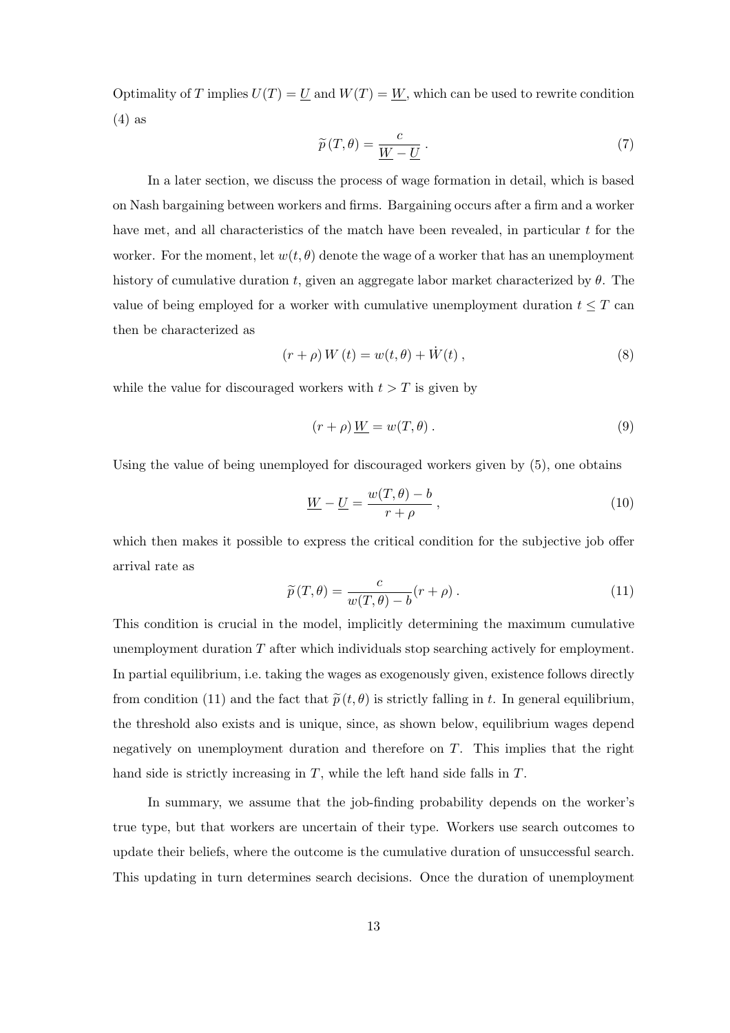Optimality of $T$ implies $U(T) = \underline{U}$ and $W(T) = \underline{W}$, which can be used to rewrite condition (4) as

$$\widetilde{p}\,(T, \theta) = \frac{c}{\underline{W} - \underline{U}}\,. \tag{7}$$

In a later section, we discuss the process of wage formation in detail, which is based on Nash bargaining between workers and firms. Bargaining occurs after a firm and a worker have met, and all characteristics of the match have been revealed, in particular $t$ for the worker. For the moment, let $w(t, \theta)$ denote the wage of a worker that has an unemployment history of cumulative duration $t$, given an aggregate labor market characterized by $\theta$. The value of being employed for a worker with cumulative unemployment duration $t \leq T$ can then be characterized as

$$(r + \rho)\, W\,(t) = w(t, \theta) + \dot{W}(t)\,, \tag{8}$$

while the value for discouraged workers with $t > T$ is given by

$$(r + \rho)\, \underline{W} = w(T, \theta)\,. \tag{9}$$

Using the value of being unemployed for discouraged workers given by (5), one obtains

$$\underline{W} - \underline{U} = \frac{w(T, \theta) - b}{r + \rho}\,, \tag{10}$$

which then makes it possible to express the critical condition for the subjective job offer arrival rate as

$$\widetilde{p}\,(T, \theta) = \frac{c}{w(T, \theta) - b}(r + \rho)\,. \tag{11}$$

This condition is crucial in the model, implicitly determining the maximum cumulative unemployment duration $T$ after which individuals stop searching actively for employment. In partial equilibrium, i.e. taking the wages as exogenously given, existence follows directly from condition (11) and the fact that $\widetilde{p}\,(t, \theta)$ is strictly falling in $t$. In general equilibrium, the threshold also exists and is unique, since, as shown below, equilibrium wages depend negatively on unemployment duration and therefore on $T$. This implies that the right hand side is strictly increasing in $T$, while the left hand side falls in $T$.

In summary, we assume that the job-finding probability depends on the worker's true type, but that workers are uncertain of their type. Workers use search outcomes to update their beliefs, where the outcome is the cumulative duration of unsuccessful search. This updating in turn determines search decisions. Once the duration of unemployment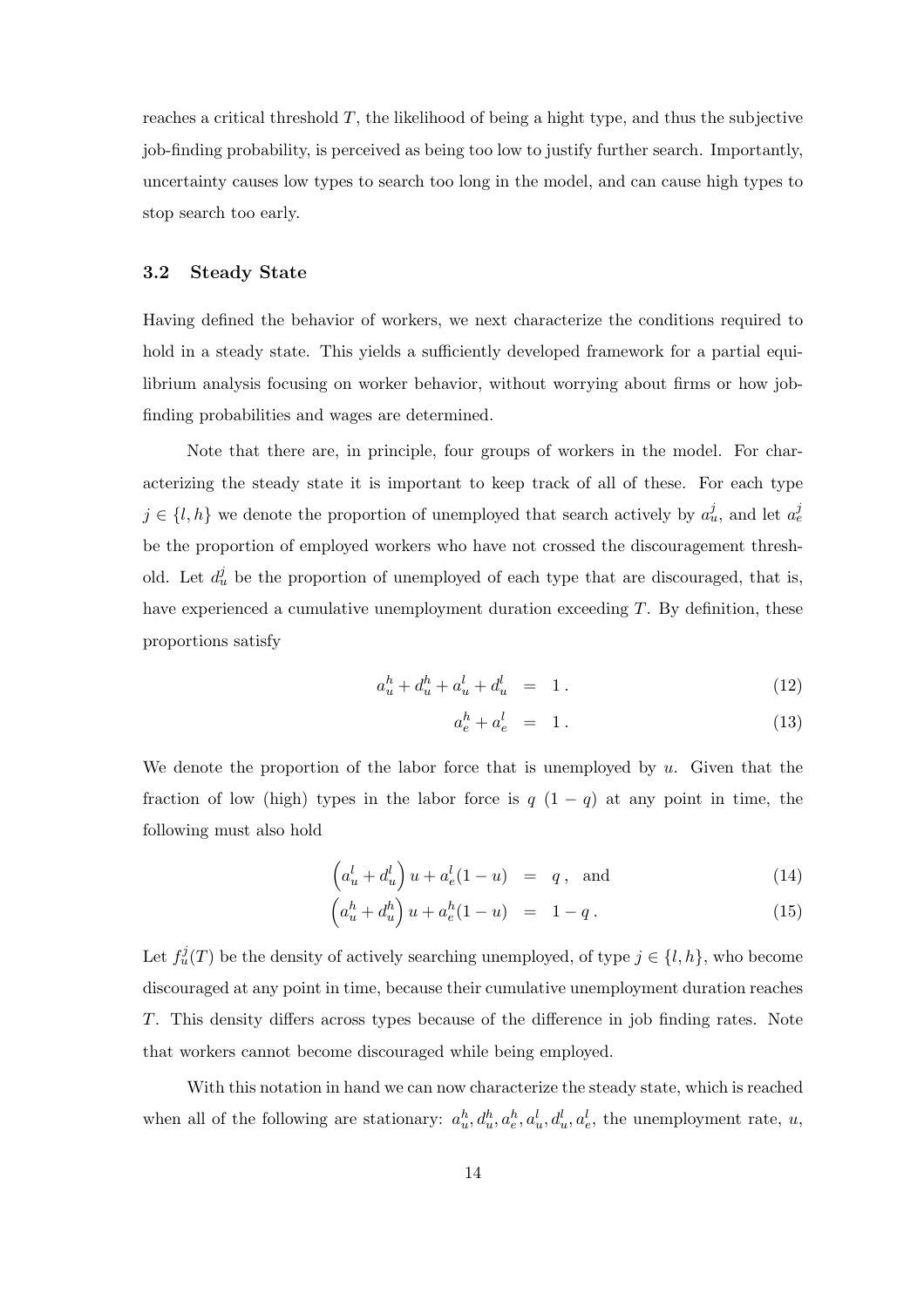reaches a critical threshold $T$, the likelihood of being a hight type, and thus the subjective job-finding probability, is perceived as being too low to justify further search. Importantly, uncertainty causes low types to search too long in the model, and can cause high types to stop search too early.

### 3.2 Steady State

Having defined the behavior of workers, we next characterize the conditions required to hold in a steady state. This yields a sufficiently developed framework for a partial equilibrium analysis focusing on worker behavior, without worrying about firms or how job-finding probabilities and wages are determined.

Note that there are, in principle, four groups of workers in the model. For characterizing the steady state it is important to keep track of all of these. For each type $j \in \{l, h\}$ we denote the proportion of unemployed that search actively by $a_u^j$, and let $a_e^j$ be the proportion of employed workers who have not crossed the discouragement threshold. Let $d_u^j$ be the proportion of unemployed of each type that are discouraged, that is, have experienced a cumulative unemployment duration exceeding $T$. By definition, these proportions satisfy

$$a_u^h + d_u^h + a_u^l + d_u^l = 1 \,. \tag{12}$$

$$a_e^h + a_e^l = 1 \,. \tag{13}$$

We denote the proportion of the labor force that is unemployed by $u$. Given that the fraction of low (high) types in the labor force is $q$ $(1-q)$ at any point in time, the following must also hold

$$\left(a_u^l + d_u^l\right) u + a_e^l (1-u) = q \,, \quad \text{and} \tag{14}$$

$$\left(a_u^h + d_u^h\right) u + a_e^h (1-u) = 1-q \,. \tag{15}$$

Let $f_u^j(T)$ be the density of actively searching unemployed, of type $j \in \{l, h\}$, who become discouraged at any point in time, because their cumulative unemployment duration reaches $T$. This density differs across types because of the difference in job finding rates. Note that workers cannot become discouraged while being employed.

With this notation in hand we can now characterize the steady state, which is reached when all of the following are stationary: $a_u^h, d_u^h, a_e^h, a_u^l, d_u^l, a_e^l$, the unemployment rate, $u$,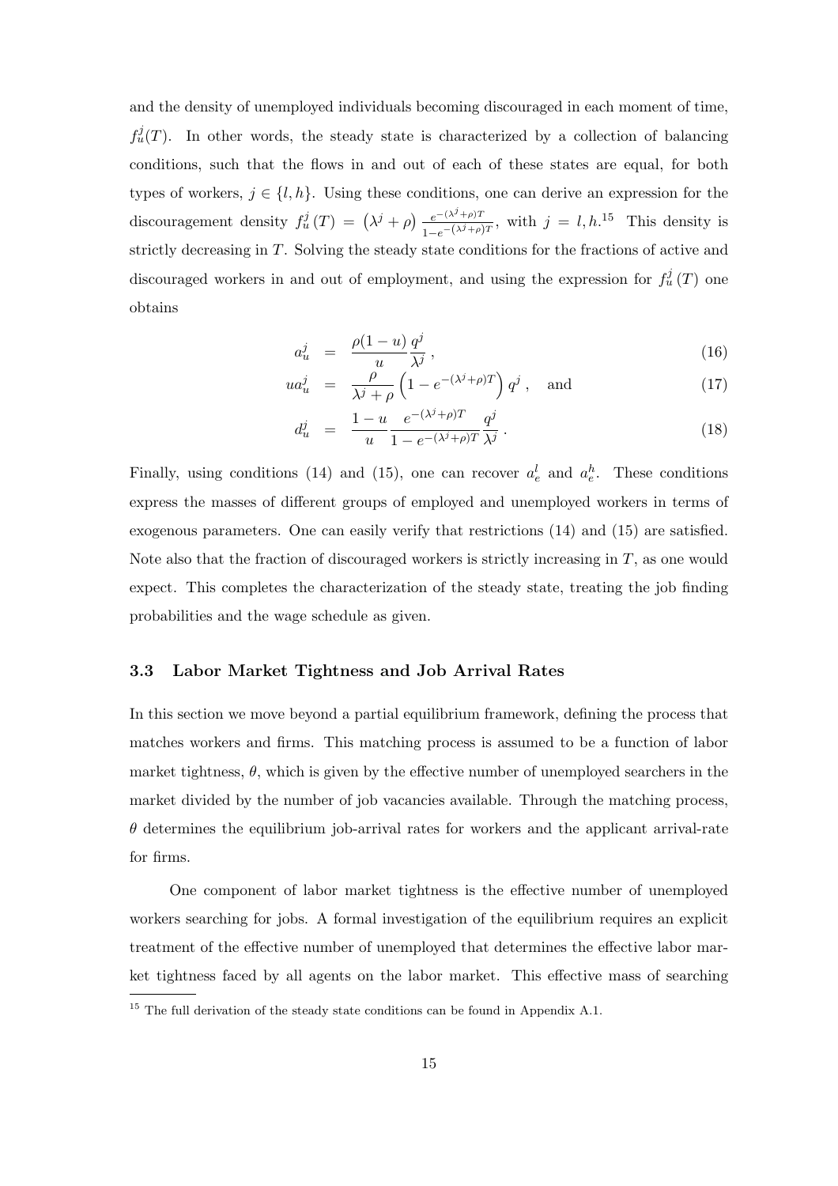and the density of unemployed individuals becoming discouraged in each moment of time, $f_u^j(T)$. In other words, the steady state is characterized by a collection of balancing conditions, such that the flows in and out of each of these states are equal, for both types of workers, $j \in \{l, h\}$. Using these conditions, one can derive an expression for the discouragement density $f_u^j(T) = (\lambda^j + \rho) \frac{e^{-(\lambda^j+\rho)T}}{1-e^{-(\lambda^j+\rho)T}}$, with $j = l, h$.[15] This density is strictly decreasing in $T$. Solving the steady state conditions for the fractions of active and discouraged workers in and out of employment, and using the expression for $f_u^j(T)$ one obtains

$$a_u^j = \frac{\rho(1-u)}{u} \frac{q^j}{\lambda^j}, \tag{16}$$

$$u a_u^j = \frac{\rho}{\lambda^j + \rho}\left(1 - e^{-(\lambda^j+\rho)T}\right) q^j, \quad \text{and} \tag{17}$$

$$d_u^j = \frac{1-u}{u} \frac{e^{-(\lambda^j+\rho)T}}{1-e^{-(\lambda^j+\rho)T}} \frac{q^j}{\lambda^j}. \tag{18}$$

Finally, using conditions (14) and (15), one can recover $a_e^l$ and $a_e^h$. These conditions express the masses of different groups of employed and unemployed workers in terms of exogenous parameters. One can easily verify that restrictions (14) and (15) are satisfied. Note also that the fraction of discouraged workers is strictly increasing in $T$, as one would expect. This completes the characterization of the steady state, treating the job finding probabilities and the wage schedule as given.

### 3.3 Labor Market Tightness and Job Arrival Rates

In this section we move beyond a partial equilibrium framework, defining the process that matches workers and firms. This matching process is assumed to be a function of labor market tightness, $\theta$, which is given by the effective number of unemployed searchers in the market divided by the number of job vacancies available. Through the matching process, $\theta$ determines the equilibrium job-arrival rates for workers and the applicant arrival-rate for firms.

One component of labor market tightness is the effective number of unemployed workers searching for jobs. A formal investigation of the equilibrium requires an explicit treatment of the effective number of unemployed that determines the effective labor market tightness faced by all agents on the labor market. This effective mass of searching

[15] The full derivation of the steady state conditions can be found in Appendix A.1.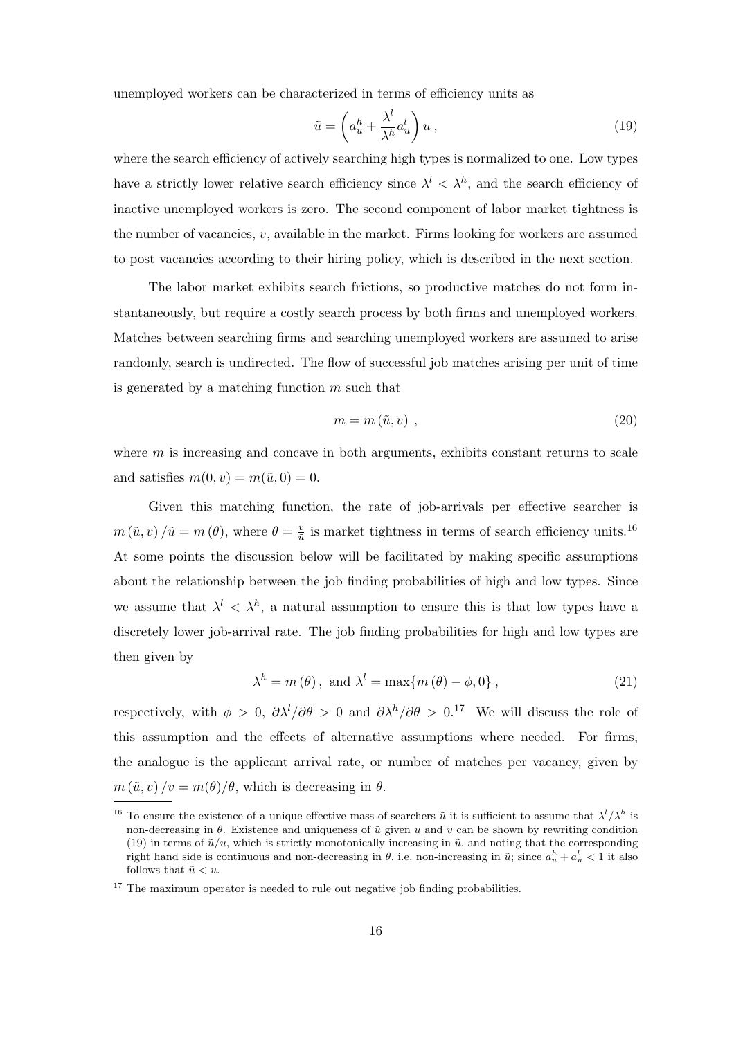unemployed workers can be characterized in terms of efficiency units as

$$\tilde{u} = \left( a_u^h + \frac{\lambda^l}{\lambda^h} a_u^l \right) u \,, \tag{19}$$

where the search efficiency of actively searching high types is normalized to one. Low types have a strictly lower relative search efficiency since $\lambda^l < \lambda^h$, and the search efficiency of inactive unemployed workers is zero. The second component of labor market tightness is the number of vacancies, $v$, available in the market. Firms looking for workers are assumed to post vacancies according to their hiring policy, which is described in the next section.

The labor market exhibits search frictions, so productive matches do not form instantaneously, but require a costly search process by both firms and unemployed workers. Matches between searching firms and searching unemployed workers are assumed to arise randomly, search is undirected. The flow of successful job matches arising per unit of time is generated by a matching function $m$ such that

$$m = m\left(\tilde{u}, v\right) \,, \tag{20}$$

where $m$ is increasing and concave in both arguments, exhibits constant returns to scale and satisfies $m(0, v) = m(\tilde{u}, 0) = 0$.

Given this matching function, the rate of job-arrivals per effective searcher is $m\left(\tilde{u}, v\right)/\tilde{u} = m\left(\theta\right)$, where $\theta = \frac{v}{\tilde{u}}$ is market tightness in terms of search efficiency units.[16] At some points the discussion below will be facilitated by making specific assumptions about the relationship between the job finding probabilities of high and low types. Since we assume that $\lambda^l < \lambda^h$, a natural assumption to ensure this is that low types have a discretely lower job-arrival rate. The job finding probabilities for high and low types are then given by

$$\lambda^h = m\left(\theta\right), \text{ and } \lambda^l = \max\{m\left(\theta\right) - \phi, 0\} \,, \tag{21}$$

respectively, with $\phi > 0$, $\partial \lambda^l / \partial \theta > 0$ and $\partial \lambda^h / \partial \theta > 0$.[17] We will discuss the role of this assumption and the effects of alternative assumptions where needed. For firms, the analogue is the applicant arrival rate, or number of matches per vacancy, given by $m\left(\tilde{u}, v\right)/v = m(\theta)/\theta$, which is decreasing in $\theta$.

---

[16] To ensure the existence of a unique effective mass of searchers $\tilde{u}$ it is sufficient to assume that $\lambda^l/\lambda^h$ is non-decreasing in $\theta$. Existence and uniqueness of $\tilde{u}$ given $u$ and $v$ can be shown by rewriting condition (19) in terms of $\tilde{u}/u$, which is strictly monotonically increasing in $\tilde{u}$, and noting that the corresponding right hand side is continuous and non-decreasing in $\theta$, i.e. non-increasing in $\tilde{u}$; since $a_u^h + a_u^l < 1$ it also follows that $\tilde{u} < u$.

[17] The maximum operator is needed to rule out negative job finding probabilities.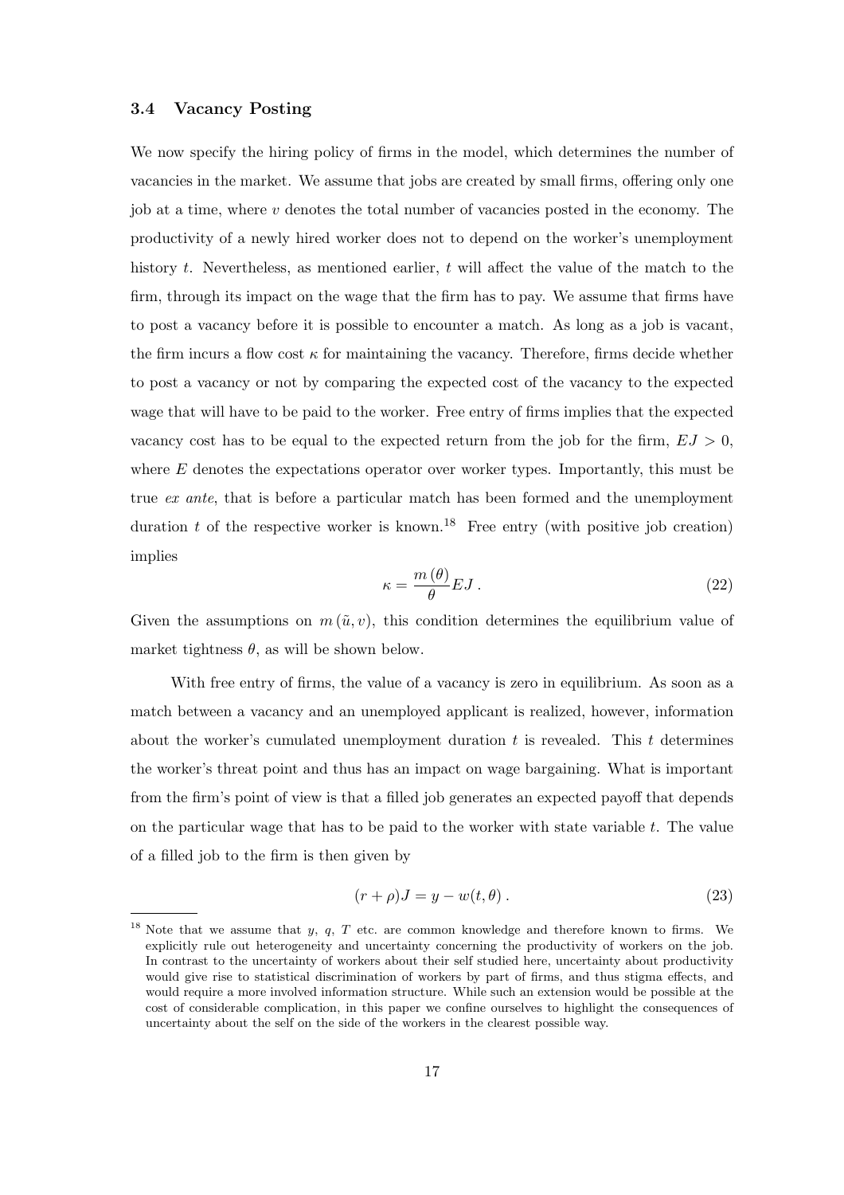### 3.4 Vacancy Posting

We now specify the hiring policy of firms in the model, which determines the number of vacancies in the market. We assume that jobs are created by small firms, offering only one job at a time, where $v$ denotes the total number of vacancies posted in the economy. The productivity of a newly hired worker does not to depend on the worker's unemployment history $t$. Nevertheless, as mentioned earlier, $t$ will affect the value of the match to the firm, through its impact on the wage that the firm has to pay. We assume that firms have to post a vacancy before it is possible to encounter a match. As long as a job is vacant, the firm incurs a flow cost $\kappa$ for maintaining the vacancy. Therefore, firms decide whether to post a vacancy or not by comparing the expected cost of the vacancy to the expected wage that will have to be paid to the worker. Free entry of firms implies that the expected vacancy cost has to be equal to the expected return from the job for the firm, $EJ > 0$, where $E$ denotes the expectations operator over worker types. Importantly, this must be true *ex ante*, that is before a particular match has been formed and the unemployment duration $t$ of the respective worker is known.[18] Free entry (with positive job creation) implies

$$\kappa = \frac{m(\theta)}{\theta} EJ \,. \tag{22}$$

Given the assumptions on $m(\tilde{u}, v)$, this condition determines the equilibrium value of market tightness $\theta$, as will be shown below.

With free entry of firms, the value of a vacancy is zero in equilibrium. As soon as a match between a vacancy and an unemployed applicant is realized, however, information about the worker's cumulated unemployment duration $t$ is revealed. This $t$ determines the worker's threat point and thus has an impact on wage bargaining. What is important from the firm's point of view is that a filled job generates an expected payoff that depends on the particular wage that has to be paid to the worker with state variable $t$. The value of a filled job to the firm is then given by

$$(r + \rho)J = y - w(t, \theta) \,. \tag{23}$$

[18] Note that we assume that $y$, $q$, $T$ etc. are common knowledge and therefore known to firms. We explicitly rule out heterogeneity and uncertainty concerning the productivity of workers on the job. In contrast to the uncertainty of workers about their self studied here, uncertainty about productivity would give rise to statistical discrimination of workers by part of firms, and thus stigma effects, and would require a more involved information structure. While such an extension would be possible at the cost of considerable complication, in this paper we confine ourselves to highlight the consequences of uncertainty about the self on the side of the workers in the clearest possible way.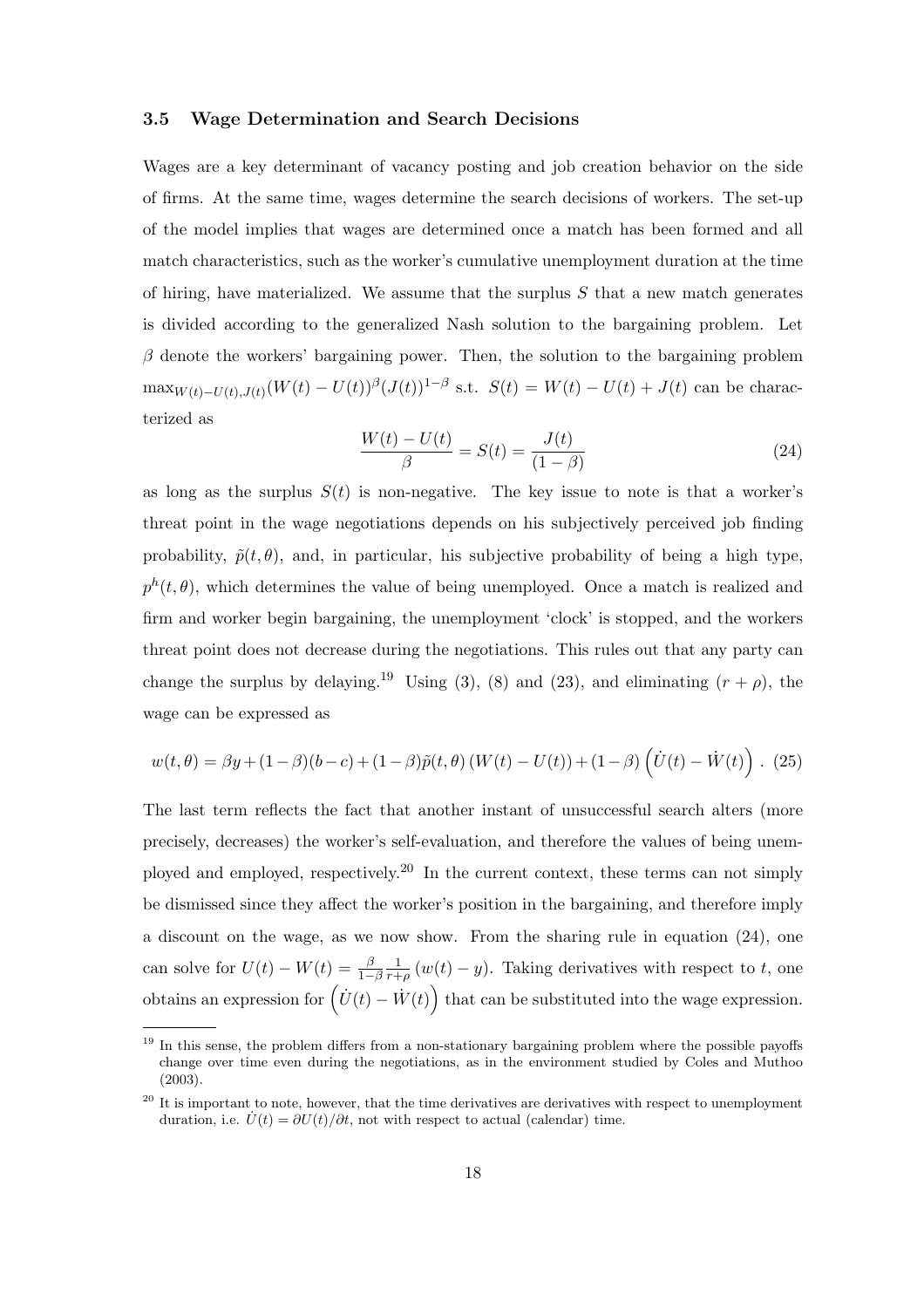### 3.5 Wage Determination and Search Decisions

Wages are a key determinant of vacancy posting and job creation behavior on the side of firms. At the same time, wages determine the search decisions of workers. The set-up of the model implies that wages are determined once a match has been formed and all match characteristics, such as the worker's cumulative unemployment duration at the time of hiring, have materialized. We assume that the surplus $S$ that a new match generates is divided according to the generalized Nash solution to the bargaining problem. Let $\beta$ denote the workers' bargaining power. Then, the solution to the bargaining problem $\max_{W(t)-U(t),J(t)}(W(t)-U(t))^{\beta}(J(t))^{1-\beta}$ s.t. $S(t) = W(t) - U(t) + J(t)$ can be characterized as

$$\frac{W(t)-U(t)}{\beta} = S(t) = \frac{J(t)}{(1-\beta)} \tag{24}$$

as long as the surplus $S(t)$ is non-negative. The key issue to note is that a worker's threat point in the wage negotiations depends on his subjectively perceived job finding probability, $\tilde{p}(t,\theta)$, and, in particular, his subjective probability of being a high type, $p^h(t,\theta)$, which determines the value of being unemployed. Once a match is realized and firm and worker begin bargaining, the unemployment 'clock' is stopped, and the workers threat point does not decrease during the negotiations. This rules out that any party can change the surplus by delaying.[19] Using (3), (8) and (23), and eliminating $(r+\rho)$, the wage can be expressed as

$$w(t,\theta) = \beta y + (1-\beta)(b-c) + (1-\beta)\tilde{p}(t,\theta)\left(W(t)-U(t)\right) + (1-\beta)\left(\dot{U}(t)-\dot{W}(t)\right). \tag{25}$$

The last term reflects the fact that another instant of unsuccessful search alters (more precisely, decreases) the worker's self-evaluation, and therefore the values of being unemployed and employed, respectively.[20] In the current context, these terms can not simply be dismissed since they affect the worker's position in the bargaining, and therefore imply a discount on the wage, as we now show. From the sharing rule in equation (24), one can solve for $U(t) - W(t) = \frac{\beta}{1-\beta}\frac{1}{r+\rho}\left(w(t)-y\right)$. Taking derivatives with respect to $t$, one obtains an expression for $\left(\dot{U}(t)-\dot{W}(t)\right)$ that can be substituted into the wage expression.

[19] In this sense, the problem differs from a non-stationary bargaining problem where the possible payoffs change over time even during the negotiations, as in the environment studied by Coles and Muthoo (2003).

[20] It is important to note, however, that the time derivatives are derivatives with respect to unemployment duration, i.e. $\dot{U}(t) = \partial U(t)/\partial t$, not with respect to actual (calendar) time.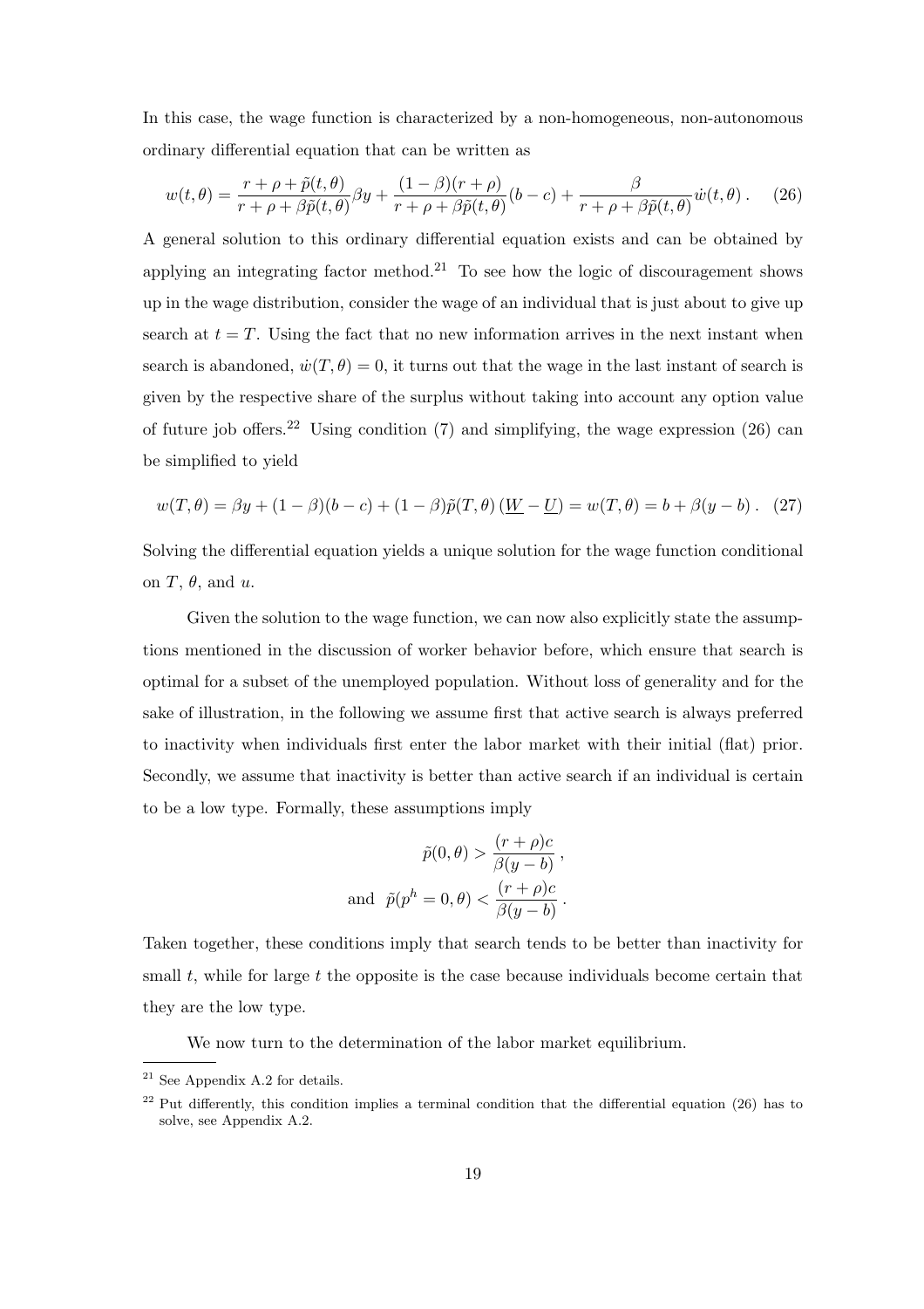In this case, the wage function is characterized by a non-homogeneous, non-autonomous ordinary differential equation that can be written as

$$w(t,\theta) = \frac{r+\rho+\tilde{p}(t,\theta)}{r+\rho+\beta\tilde{p}(t,\theta)}\beta y + \frac{(1-\beta)(r+\rho)}{r+\rho+\beta\tilde{p}(t,\theta)}(b-c) + \frac{\beta}{r+\rho+\beta\tilde{p}(t,\theta)}\dot{w}(t,\theta)\,. \tag{26}$$

A general solution to this ordinary differential equation exists and can be obtained by applying an integrating factor method.[21] To see how the logic of discouragement shows up in the wage distribution, consider the wage of an individual that is just about to give up search at $t = T$. Using the fact that no new information arrives in the next instant when search is abandoned, $\dot{w}(T,\theta) = 0$, it turns out that the wage in the last instant of search is given by the respective share of the surplus without taking into account any option value of future job offers.[22] Using condition (7) and simplifying, the wage expression (26) can be simplified to yield

$$w(T,\theta) = \beta y + (1-\beta)(b-c) + (1-\beta)\tilde{p}(T,\theta)\left(\underline{W} - \underline{U}\right) = w(T,\theta) = b + \beta(y-b)\,. \tag{27}$$

Solving the differential equation yields a unique solution for the wage function conditional on $T$, $\theta$, and $u$.

Given the solution to the wage function, we can now also explicitly state the assumptions mentioned in the discussion of worker behavior before, which ensure that search is optimal for a subset of the unemployed population. Without loss of generality and for the sake of illustration, in the following we assume first that active search is always preferred to inactivity when individuals first enter the labor market with their initial (flat) prior. Secondly, we assume that inactivity is better than active search if an individual is certain to be a low type. Formally, these assumptions imply

$$\tilde{p}(0,\theta) > \frac{(r+\rho)c}{\beta(y-b)}\,,$$
$$\text{and } \tilde{p}(p^h = 0,\theta) < \frac{(r+\rho)c}{\beta(y-b)}\,.$$

Taken together, these conditions imply that search tends to be better than inactivity for small $t$, while for large $t$ the opposite is the case because individuals become certain that they are the low type.

We now turn to the determination of the labor market equilibrium.

[21] See Appendix A.2 for details.

[22] Put differently, this condition implies a terminal condition that the differential equation (26) has to solve, see Appendix A.2.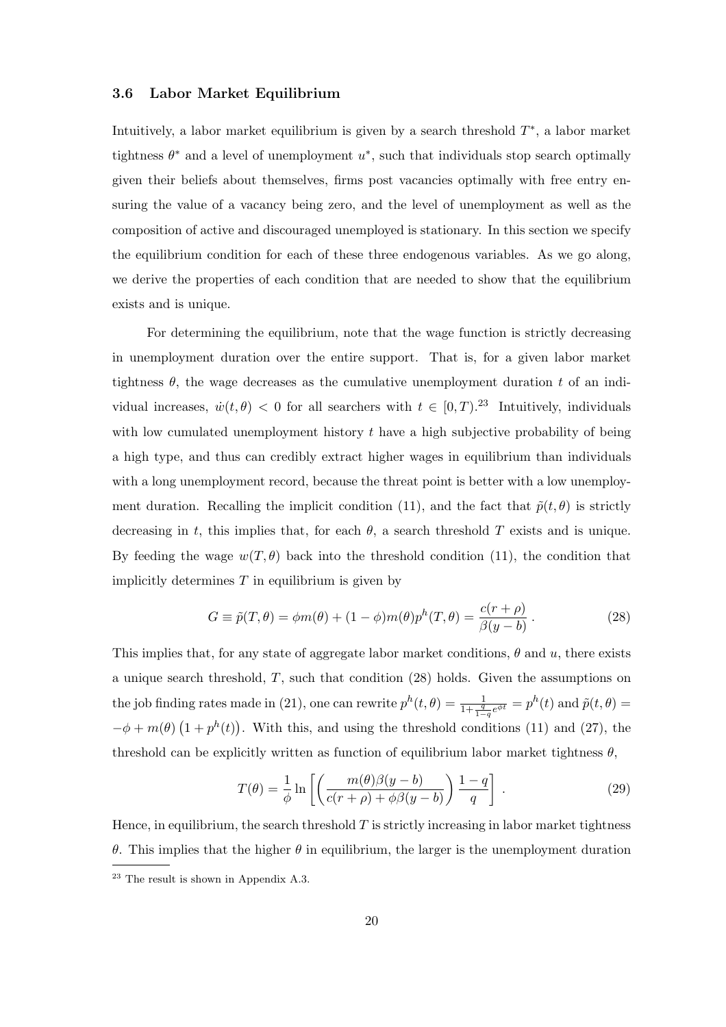### 3.6 Labor Market Equilibrium

Intuitively, a labor market equilibrium is given by a search threshold $T^*$, a labor market tightness $\theta^*$ and a level of unemployment $u^*$, such that individuals stop search optimally given their beliefs about themselves, firms post vacancies optimally with free entry ensuring the value of a vacancy being zero, and the level of unemployment as well as the composition of active and discouraged unemployed is stationary. In this section we specify the equilibrium condition for each of these three endogenous variables. As we go along, we derive the properties of each condition that are needed to show that the equilibrium exists and is unique.

For determining the equilibrium, note that the wage function is strictly decreasing in unemployment duration over the entire support. That is, for a given labor market tightness $\theta$, the wage decreases as the cumulative unemployment duration $t$ of an individual increases, $\dot{w}(t,\theta) < 0$ for all searchers with $t \in [0,T)$.[23] Intuitively, individuals with low cumulated unemployment history $t$ have a high subjective probability of being a high type, and thus can credibly extract higher wages in equilibrium than individuals with a long unemployment record, because the threat point is better with a low unemployment duration. Recalling the implicit condition (11), and the fact that $\tilde{p}(t,\theta)$ is strictly decreasing in $t$, this implies that, for each $\theta$, a search threshold $T$ exists and is unique. By feeding the wage $w(T,\theta)$ back into the threshold condition (11), the condition that implicitly determines $T$ in equilibrium is given by

$$G \equiv \tilde{p}(T,\theta) = \phi m(\theta) + (1-\phi) m(\theta) p^h(T,\theta) = \frac{c(r+\rho)}{\beta(y-b)}\,. \tag{28}$$

This implies that, for any state of aggregate labor market conditions, $\theta$ and $u$, there exists a unique search threshold, $T$, such that condition (28) holds. Given the assumptions on the job finding rates made in (21), one can rewrite $p^h(t,\theta) = \frac{1}{1+\frac{q}{1-q}e^{\phi t}} = p^h(t)$ and $\tilde{p}(t,\theta) = -\phi + m(\theta)\left(1 + p^h(t)\right)$. With this, and using the threshold conditions (11) and (27), the threshold can be explicitly written as function of equilibrium labor market tightness $\theta$,

$$T(\theta) = \frac{1}{\phi} \ln\left[\left(\frac{m(\theta)\beta(y-b)}{c(r+\rho)+\phi\beta(y-b)}\right)\frac{1-q}{q}\right]\,. \tag{29}$$

Hence, in equilibrium, the search threshold $T$ is strictly increasing in labor market tightness $\theta$. This implies that the higher $\theta$ in equilibrium, the larger is the unemployment duration

[23] The result is shown in Appendix A.3.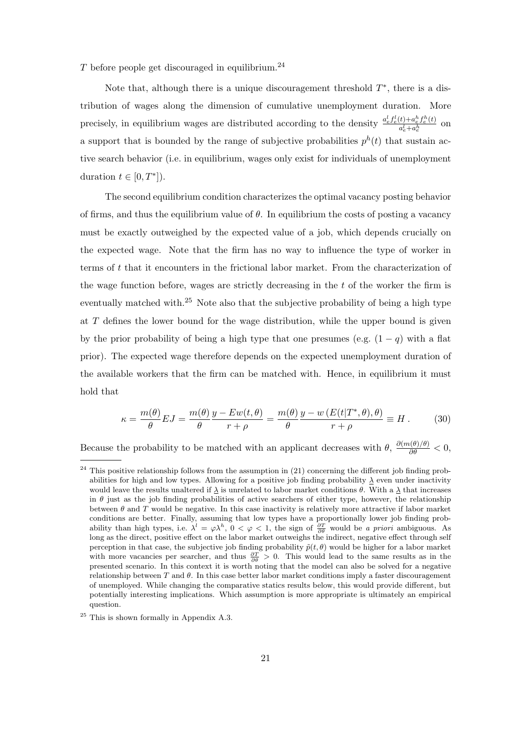$T$ before people get discouraged in equilibrium.[24]

Note that, although there is a unique discouragement threshold $T^*$, there is a distribution of wages along the dimension of cumulative unemployment duration. More precisely, in equilibrium wages are distributed according to the density $\frac{a_e^l f_e^l(t)+a_e^h f_e^h(t)}{a_e^l+a_e^h}$ on a support that is bounded by the range of subjective probabilities $p^h(t)$ that sustain active search behavior (i.e. in equilibrium, wages only exist for individuals of unemployment duration $t \in [0, T^*]$).

The second equilibrium condition characterizes the optimal vacancy posting behavior of firms, and thus the equilibrium value of $\theta$. In equilibrium the costs of posting a vacancy must be exactly outweighed by the expected value of a job, which depends crucially on the expected wage. Note that the firm has no way to influence the type of worker in terms of $t$ that it encounters in the frictional labor market. From the characterization of the wage function before, wages are strictly decreasing in the $t$ of the worker the firm is eventually matched with.[25] Note also that the subjective probability of being a high type at $T$ defines the lower bound for the wage distribution, while the upper bound is given by the prior probability of being a high type that one presumes (e.g. $(1-q)$ with a flat prior). The expected wage therefore depends on the expected unemployment duration of the available workers that the firm can be matched with. Hence, in equilibrium it must hold that

$$\kappa = \frac{m(\theta)}{\theta} EJ = \frac{m(\theta)}{\theta} \frac{y - Ew(t,\theta)}{r+\rho} = \frac{m(\theta)}{\theta} \frac{y - w\left(E(t|T^*,\theta),\theta\right)}{r+\rho} \equiv H\,. \tag{30}$$

Because the probability to be matched with an applicant decreases with $\theta$, $\frac{\partial(m(\theta)/\theta)}{\partial\theta} < 0$,

[24] This positive relationship follows from the assumption in (21) concerning the different job finding probabilities for high and low types. Allowing for a positive job finding probability $\underline{\lambda}$ even under inactivity would leave the results unaltered if $\underline{\lambda}$ is unrelated to labor market conditions $\theta$. With a $\underline{\lambda}$ that increases in $\theta$ just as the job finding probabilities of active searchers of either type, however, the relationship between $\theta$ and $T$ would be negative. In this case inactivity is relatively more attractive if labor market conditions are better. Finally, assuming that low types have a proportionally lower job finding probability than high types, i.e. $\lambda^l = \varphi\lambda^h$, $0 < \varphi < 1$, the sign of $\frac{\partial T}{\partial\theta}$ would be *a priori* ambiguous. As long as the direct, positive effect on the labor market outweighs the indirect, negative effect through self perception in that case, the subjective job finding probability $\tilde{p}(t,\theta)$ would be higher for a labor market with more vacancies per searcher, and thus $\frac{\partial T}{\partial\theta} > 0$. This would lead to the same results as in the presented scenario. In this context it is worth noting that the model can also be solved for a negative relationship between $T$ and $\theta$. In this case better labor market conditions imply a faster discouragement of unemployed. While changing the comparative statics results below, this would provide different, but potentially interesting implications. Which assumption is more appropriate is ultimately an empirical question.

[25] This is shown formally in Appendix A.3.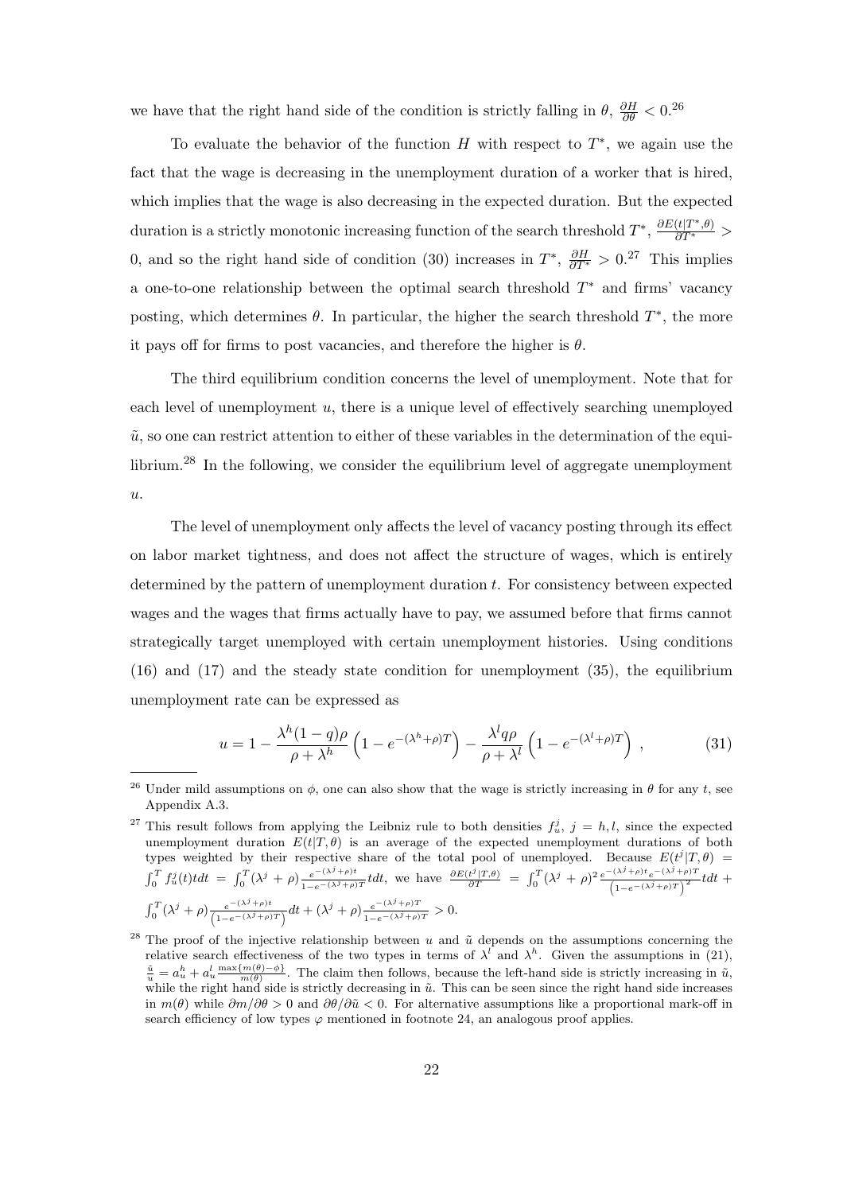we have that the right hand side of the condition is strictly falling in $\theta$, $\frac{\partial H}{\partial \theta} < 0$.[26]

To evaluate the behavior of the function $H$ with respect to $T^*$, we again use the fact that the wage is decreasing in the unemployment duration of a worker that is hired, which implies that the wage is also decreasing in the expected duration. But the expected duration is a strictly monotonic increasing function of the search threshold $T^*$, $\frac{\partial E(t|T^*,\theta)}{\partial T^*} > 0$, and so the right hand side of condition (30) increases in $T^*$, $\frac{\partial H}{\partial T^*} > 0$.[27] This implies a one-to-one relationship between the optimal search threshold $T^*$ and firms' vacancy posting, which determines $\theta$. In particular, the higher the search threshold $T^*$, the more it pays off for firms to post vacancies, and therefore the higher is $\theta$.

The third equilibrium condition concerns the level of unemployment. Note that for each level of unemployment $u$, there is a unique level of effectively searching unemployed $\tilde{u}$, so one can restrict attention to either of these variables in the determination of the equilibrium.[28] In the following, we consider the equilibrium level of aggregate unemployment $u$.

The level of unemployment only affects the level of vacancy posting through its effect on labor market tightness, and does not affect the structure of wages, which is entirely determined by the pattern of unemployment duration $t$. For consistency between expected wages and the wages that firms actually have to pay, we assumed before that firms cannot strategically target unemployed with certain unemployment histories. Using conditions (16) and (17) and the steady state condition for unemployment (35), the equilibrium unemployment rate can be expressed as

$$u = 1 - \frac{\lambda^h(1-q)\rho}{\rho + \lambda^h}\left(1 - e^{-(\lambda^h+\rho)T}\right) - \frac{\lambda^l q\rho}{\rho + \lambda^l}\left(1 - e^{-(\lambda^l+\rho)T}\right), \tag{31}$$

---

[26] Under mild assumptions on $\phi$, one can also show that the wage is strictly increasing in $\theta$ for any $t$, see Appendix A.3.

[27] This result follows from applying the Leibniz rule to both densities $f_u^j$, $j = h, l$, since the expected unemployment duration $E(t|T,\theta)$ is an average of the expected unemployment durations of both types weighted by their respective share of the total pool of unemployed. Because $E(t^j|T,\theta) = \int_0^T f_u^j(t)tdt = \int_0^T(\lambda^j+\rho)\frac{e^{-(\lambda^j+\rho)t}}{1-e^{-(\lambda^j+\rho)T}}tdt$, we have $\frac{\partial E(t^j|T,\theta)}{\partial T} = \int_0^T(\lambda^j+\rho)^2\frac{e^{-(\lambda^j+\rho)t}e^{-(\lambda^j+\rho)T}}{\left(1-e^{-(\lambda^j+\rho)T}\right)^2}tdt + \int_0^T(\lambda^j+\rho)\frac{e^{-(\lambda^j+\rho)t}}{\left(1-e^{-(\lambda^j+\rho)T}\right)}dt + (\lambda^j+\rho)\frac{e^{-(\lambda^j+\rho)T}}{1-e^{-(\lambda^j+\rho)T}} > 0$.

[28] The proof of the injective relationship between $u$ and $\tilde{u}$ depends on the assumptions concerning the relative search effectiveness of the two types in terms of $\lambda^l$ and $\lambda^h$. Given the assumptions in (21), $\frac{\tilde{u}}{u} = a_u^h + a_u^l\frac{\max\{m(\theta)-\phi\}}{m(\theta)}$. The claim then follows, because the left-hand side is strictly increasing in $\tilde{u}$, while the right hand side is strictly decreasing in $\tilde{u}$. This can be seen since the right hand side increases in $m(\theta)$ while $\partial m/\partial\theta > 0$ and $\partial\theta/\partial\tilde{u} < 0$. For alternative assumptions like a proportional mark-off in search efficiency of low types $\varphi$ mentioned in footnote 24, an analogous proof applies.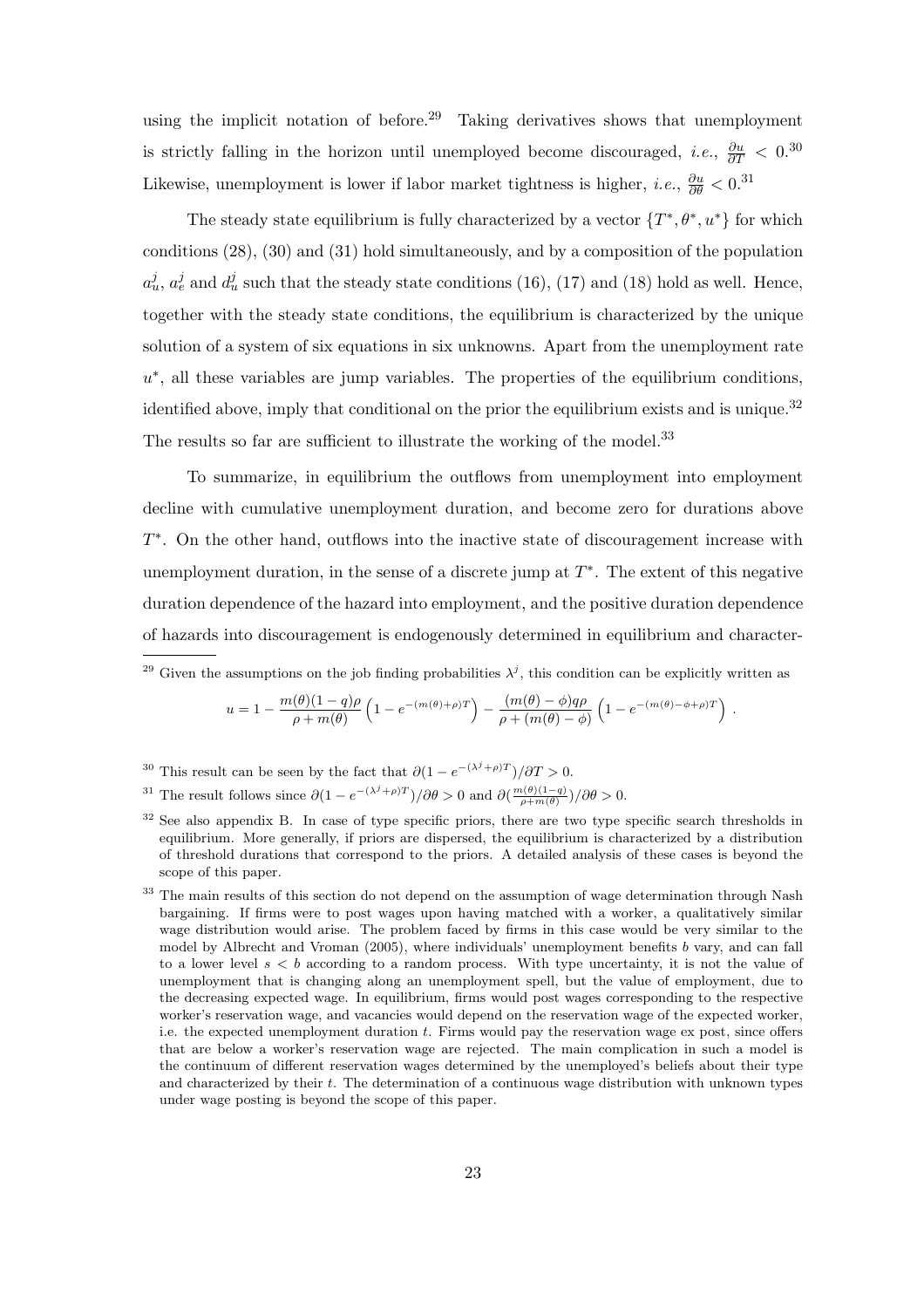using the implicit notation of before.[29] Taking derivatives shows that unemployment is strictly falling in the horizon until unemployed become discouraged, *i.e.*, $\frac{\partial u}{\partial T} < 0$.[30] Likewise, unemployment is lower if labor market tightness is higher, *i.e.*, $\frac{\partial u}{\partial \theta} < 0$.[31]

The steady state equilibrium is fully characterized by a vector $\{T^*, \theta^*, u^*\}$ for which conditions (28), (30) and (31) hold simultaneously, and by a composition of the population $a_u^j$, $a_e^j$ and $d_u^j$ such that the steady state conditions (16), (17) and (18) hold as well. Hence, together with the steady state conditions, the equilibrium is characterized by the unique solution of a system of six equations in six unknowns. Apart from the unemployment rate $u^*$, all these variables are jump variables. The properties of the equilibrium conditions, identified above, imply that conditional on the prior the equilibrium exists and is unique.[32] The results so far are sufficient to illustrate the working of the model.[33]

To summarize, in equilibrium the outflows from unemployment into employment decline with cumulative unemployment duration, and become zero for durations above $T^*$. On the other hand, outflows into the inactive state of discouragement increase with unemployment duration, in the sense of a discrete jump at $T^*$. The extent of this negative duration dependence of the hazard into employment, and the positive duration dependence of hazards into discouragement is endogenously determined in equilibrium and character-

---

[29] Given the assumptions on the job finding probabilities $\lambda^j$, this condition can be explicitly written as

$$u = 1 - \frac{m(\theta)(1-q)\rho}{\rho + m(\theta)}\left(1 - e^{-(m(\theta)+\rho)T}\right) - \frac{(m(\theta)-\phi)q\rho}{\rho + (m(\theta)-\phi)}\left(1 - e^{-(m(\theta)-\phi+\rho)T}\right) .$$

[30] This result can be seen by the fact that $\partial(1 - e^{-(\lambda^j+\rho)T})/\partial T > 0$.

[31] The result follows since $\partial(1 - e^{-(\lambda^j+\rho)T})/\partial\theta > 0$ and $\partial(\frac{m(\theta)(1-q)}{\rho+m(\theta)})/\partial\theta > 0$.

[32] See also appendix B. In case of type specific priors, there are two type specific search thresholds in equilibrium. More generally, if priors are dispersed, the equilibrium is characterized by a distribution of threshold durations that correspond to the priors. A detailed analysis of these cases is beyond the scope of this paper.

[33] The main results of this section do not depend on the assumption of wage determination through Nash bargaining. If firms were to post wages upon having matched with a worker, a qualitatively similar wage distribution would arise. The problem faced by firms in this case would be very similar to the model by Albrecht and Vroman (2005), where individuals' unemployment benefits $b$ vary, and can fall to a lower level $s < b$ according to a random process. With type uncertainty, it is not the value of unemployment that is changing along an unemployment spell, but the value of employment, due to the decreasing expected wage. In equilibrium, firms would post wages corresponding to the respective worker's reservation wage, and vacancies would depend on the reservation wage of the expected worker, i.e. the expected unemployment duration $t$. Firms would pay the reservation wage ex post, since offers that are below a worker's reservation wage are rejected. The main complication in such a model is the continuum of different reservation wages determined by the unemployed's beliefs about their type and characterized by their $t$. The determination of a continuous wage distribution with unknown types under wage posting is beyond the scope of this paper.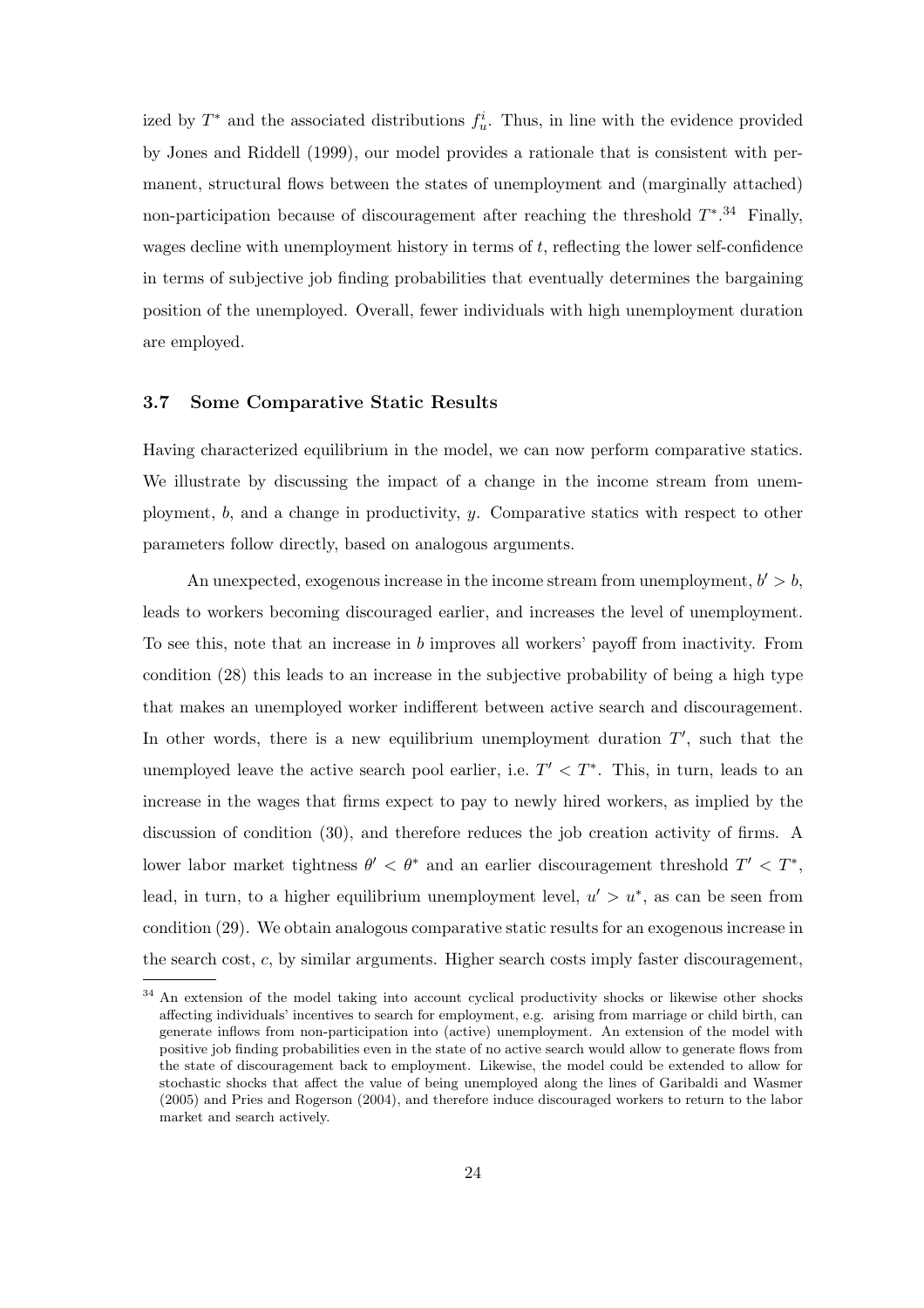ized by $T^*$ and the associated distributions $f_u^i$. Thus, in line with the evidence provided by Jones and Riddell (1999), our model provides a rationale that is consistent with permanent, structural flows between the states of unemployment and (marginally attached) non-participation because of discouragement after reaching the threshold $T^*$.[34] Finally, wages decline with unemployment history in terms of $t$, reflecting the lower self-confidence in terms of subjective job finding probabilities that eventually determines the bargaining position of the unemployed. Overall, fewer individuals with high unemployment duration are employed.

### 3.7 Some Comparative Static Results

Having characterized equilibrium in the model, we can now perform comparative statics. We illustrate by discussing the impact of a change in the income stream from unemployment, $b$, and a change in productivity, $y$. Comparative statics with respect to other parameters follow directly, based on analogous arguments.

An unexpected, exogenous increase in the income stream from unemployment, $b' > b$, leads to workers becoming discouraged earlier, and increases the level of unemployment. To see this, note that an increase in $b$ improves all workers' payoff from inactivity. From condition (28) this leads to an increase in the subjective probability of being a high type that makes an unemployed worker indifferent between active search and discouragement. In other words, there is a new equilibrium unemployment duration $T'$, such that the unemployed leave the active search pool earlier, i.e. $T' < T^*$. This, in turn, leads to an increase in the wages that firms expect to pay to newly hired workers, as implied by the discussion of condition (30), and therefore reduces the job creation activity of firms. A lower labor market tightness $\theta' < \theta^*$ and an earlier discouragement threshold $T' < T^*$, lead, in turn, to a higher equilibrium unemployment level, $u' > u^*$, as can be seen from condition (29). We obtain analogous comparative static results for an exogenous increase in the search cost, $c$, by similar arguments. Higher search costs imply faster discouragement,

---

[34] An extension of the model taking into account cyclical productivity shocks or likewise other shocks affecting individuals' incentives to search for employment, e.g. arising from marriage or child birth, can generate inflows from non-participation into (active) unemployment. An extension of the model with positive job finding probabilities even in the state of no active search would allow to generate flows from the state of discouragement back to employment. Likewise, the model could be extended to allow for stochastic shocks that affect the value of being unemployed along the lines of Garibaldi and Wasmer (2005) and Pries and Rogerson (2004), and therefore induce discouraged workers to return to the labor market and search actively.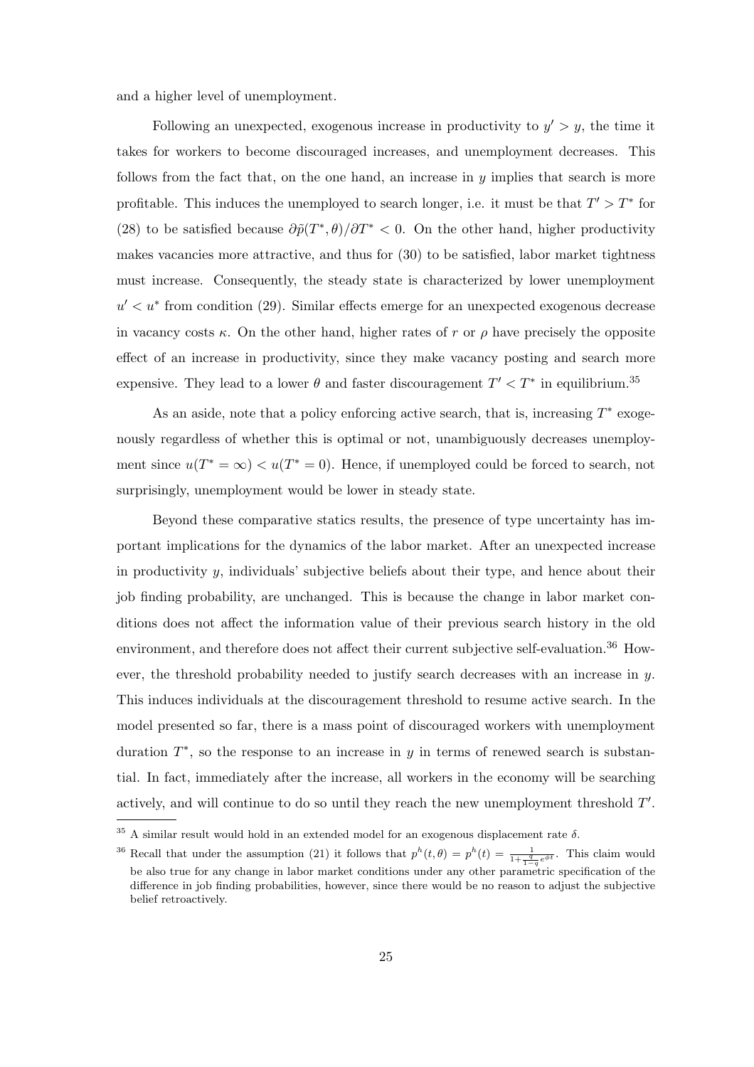and a higher level of unemployment.

Following an unexpected, exogenous increase in productivity to $y' > y$, the time it takes for workers to become discouraged increases, and unemployment decreases. This follows from the fact that, on the one hand, an increase in $y$ implies that search is more profitable. This induces the unemployed to search longer, i.e. it must be that $T' > T^*$ for (28) to be satisfied because $\partial\tilde{p}(T^*, \theta)/\partial T^* < 0$. On the other hand, higher productivity makes vacancies more attractive, and thus for (30) to be satisfied, labor market tightness must increase. Consequently, the steady state is characterized by lower unemployment $u' < u^*$ from condition (29). Similar effects emerge for an unexpected exogenous decrease in vacancy costs $\kappa$. On the other hand, higher rates of $r$ or $\rho$ have precisely the opposite effect of an increase in productivity, since they make vacancy posting and search more expensive. They lead to a lower $\theta$ and faster discouragement $T' < T^*$ in equilibrium.[35]

As an aside, note that a policy enforcing active search, that is, increasing $T^*$ exogenously regardless of whether this is optimal or not, unambiguously decreases unemployment since $u(T^* = \infty) < u(T^* = 0)$. Hence, if unemployed could be forced to search, not surprisingly, unemployment would be lower in steady state.

Beyond these comparative statics results, the presence of type uncertainty has important implications for the dynamics of the labor market. After an unexpected increase in productivity $y$, individuals' subjective beliefs about their type, and hence about their job finding probability, are unchanged. This is because the change in labor market conditions does not affect the information value of their previous search history in the old environment, and therefore does not affect their current subjective self-evaluation.[36] However, the threshold probability needed to justify search decreases with an increase in $y$. This induces individuals at the discouragement threshold to resume active search. In the model presented so far, there is a mass point of discouraged workers with unemployment duration $T^*$, so the response to an increase in $y$ in terms of renewed search is substantial. In fact, immediately after the increase, all workers in the economy will be searching actively, and will continue to do so until they reach the new unemployment threshold $T'$.

---

[35] A similar result would hold in an extended model for an exogenous displacement rate $\delta$.

[36] Recall that under the assumption (21) it follows that $p^h(t, \theta) = p^h(t) = \frac{1}{1+\frac{q}{1-q}e^{\phi t}}$. This claim would be also true for any change in labor market conditions under any other parametric specification of the difference in job finding probabilities, however, since there would be no reason to adjust the subjective belief retroactively.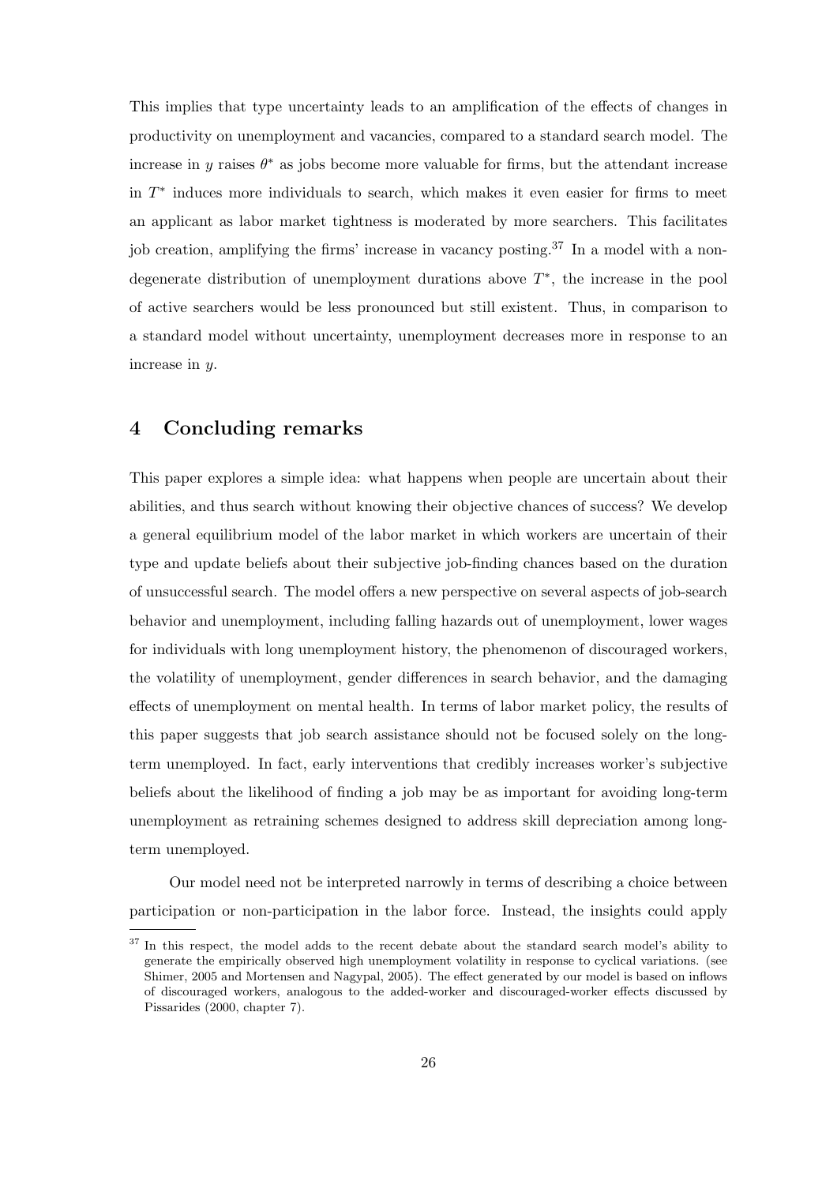This implies that type uncertainty leads to an amplification of the effects of changes in productivity on unemployment and vacancies, compared to a standard search model. The increase in $y$ raises $\theta^*$ as jobs become more valuable for firms, but the attendant increase in $T^*$ induces more individuals to search, which makes it even easier for firms to meet an applicant as labor market tightness is moderated by more searchers. This facilitates job creation, amplifying the firms' increase in vacancy posting.[37] In a model with a non-degenerate distribution of unemployment durations above $T^*$, the increase in the pool of active searchers would be less pronounced but still existent. Thus, in comparison to a standard model without uncertainty, unemployment decreases more in response to an increase in $y$.

## 4 Concluding remarks

This paper explores a simple idea: what happens when people are uncertain about their abilities, and thus search without knowing their objective chances of success? We develop a general equilibrium model of the labor market in which workers are uncertain of their type and update beliefs about their subjective job-finding chances based on the duration of unsuccessful search. The model offers a new perspective on several aspects of job-search behavior and unemployment, including falling hazards out of unemployment, lower wages for individuals with long unemployment history, the phenomenon of discouraged workers, the volatility of unemployment, gender differences in search behavior, and the damaging effects of unemployment on mental health. In terms of labor market policy, the results of this paper suggests that job search assistance should not be focused solely on the long-term unemployed. In fact, early interventions that credibly increases worker's subjective beliefs about the likelihood of finding a job may be as important for avoiding long-term unemployment as retraining schemes designed to address skill depreciation among long-term unemployed.

Our model need not be interpreted narrowly in terms of describing a choice between participation or non-participation in the labor force. Instead, the insights could apply

[37] In this respect, the model adds to the recent debate about the standard search model's ability to generate the empirically observed high unemployment volatility in response to cyclical variations. (see Shimer, 2005 and Mortensen and Nagypal, 2005). The effect generated by our model is based on inflows of discouraged workers, analogous to the added-worker and discouraged-worker effects discussed by Pissarides (2000, chapter 7).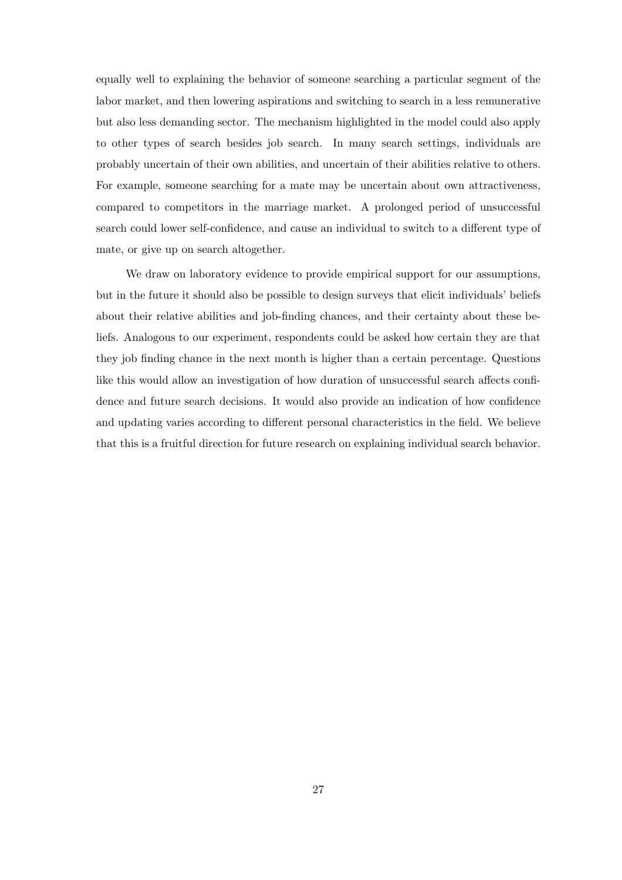equally well to explaining the behavior of someone searching a particular segment of the labor market, and then lowering aspirations and switching to search in a less remunerative but also less demanding sector. The mechanism highlighted in the model could also apply to other types of search besides job search. In many search settings, individuals are probably uncertain of their own abilities, and uncertain of their abilities relative to others. For example, someone searching for a mate may be uncertain about own attractiveness, compared to competitors in the marriage market. A prolonged period of unsuccessful search could lower self-confidence, and cause an individual to switch to a different type of mate, or give up on search altogether.

We draw on laboratory evidence to provide empirical support for our assumptions, but in the future it should also be possible to design surveys that elicit individuals' beliefs about their relative abilities and job-finding chances, and their certainty about these beliefs. Analogous to our experiment, respondents could be asked how certain they are that they job finding chance in the next month is higher than a certain percentage. Questions like this would allow an investigation of how duration of unsuccessful search affects confidence and future search decisions. It would also provide an indication of how confidence and updating varies according to different personal characteristics in the field. We believe that this is a fruitful direction for future research on explaining individual search behavior.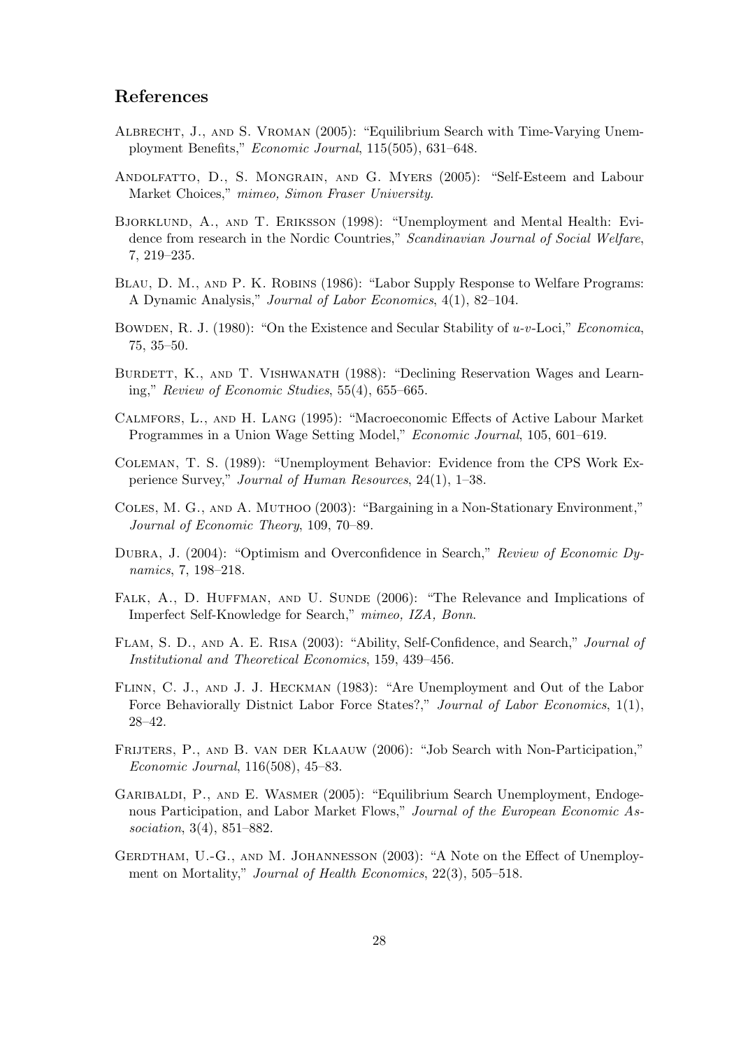## References

Albrecht, J., and S. Vroman (2005): "Equilibrium Search with Time-Varying Unemployment Benefits," *Economic Journal*, 115(505), 631–648.

Andolfatto, D., S. Mongrain, and G. Myers (2005): "Self-Esteem and Labour Market Choices," *mimeo, Simon Fraser University*.

Bjorklund, A., and T. Eriksson (1998): "Unemployment and Mental Health: Evidence from research in the Nordic Countries," *Scandinavian Journal of Social Welfare*, 7, 219–235.

Blau, D. M., and P. K. Robins (1986): "Labor Supply Response to Welfare Programs: A Dynamic Analysis," *Journal of Labor Economics*, 4(1), 82–104.

Bowden, R. J. (1980): "On the Existence and Secular Stability of $u$-$v$-Loci," *Economica*, 75, 35–50.

Burdett, K., and T. Vishwanath (1988): "Declining Reservation Wages and Learning," *Review of Economic Studies*, 55(4), 655–665.

Calmfors, L., and H. Lang (1995): "Macroeconomic Effects of Active Labour Market Programmes in a Union Wage Setting Model," *Economic Journal*, 105, 601–619.

Coleman, T. S. (1989): "Unemployment Behavior: Evidence from the CPS Work Experience Survey," *Journal of Human Resources*, 24(1), 1–38.

Coles, M. G., and A. Muthoo (2003): "Bargaining in a Non-Stationary Environment," *Journal of Economic Theory*, 109, 70–89.

Dubra, J. (2004): "Optimism and Overconfidence in Search," *Review of Economic Dynamics*, 7, 198–218.

Falk, A., D. Huffman, and U. Sunde (2006): "The Relevance and Implications of Imperfect Self-Knowledge for Search," *mimeo, IZA, Bonn*.

Flam, S. D., and A. E. Risa (2003): "Ability, Self-Confidence, and Search," *Journal of Institutional and Theoretical Economics*, 159, 439–456.

Flinn, C. J., and J. J. Heckman (1983): "Are Unemployment and Out of the Labor Force Behaviorally Distnict Labor Force States?," *Journal of Labor Economics*, 1(1), 28–42.

Frijters, P., and B. van der Klaauw (2006): "Job Search with Non-Participation," *Economic Journal*, 116(508), 45–83.

Garibaldi, P., and E. Wasmer (2005): "Equilibrium Search Unemployment, Endogenous Participation, and Labor Market Flows," *Journal of the European Economic Association*, 3(4), 851–882.

Gerdtham, U.-G., and M. Johannesson (2003): "A Note on the Effect of Unemployment on Mortality," *Journal of Health Economics*, 22(3), 505–518.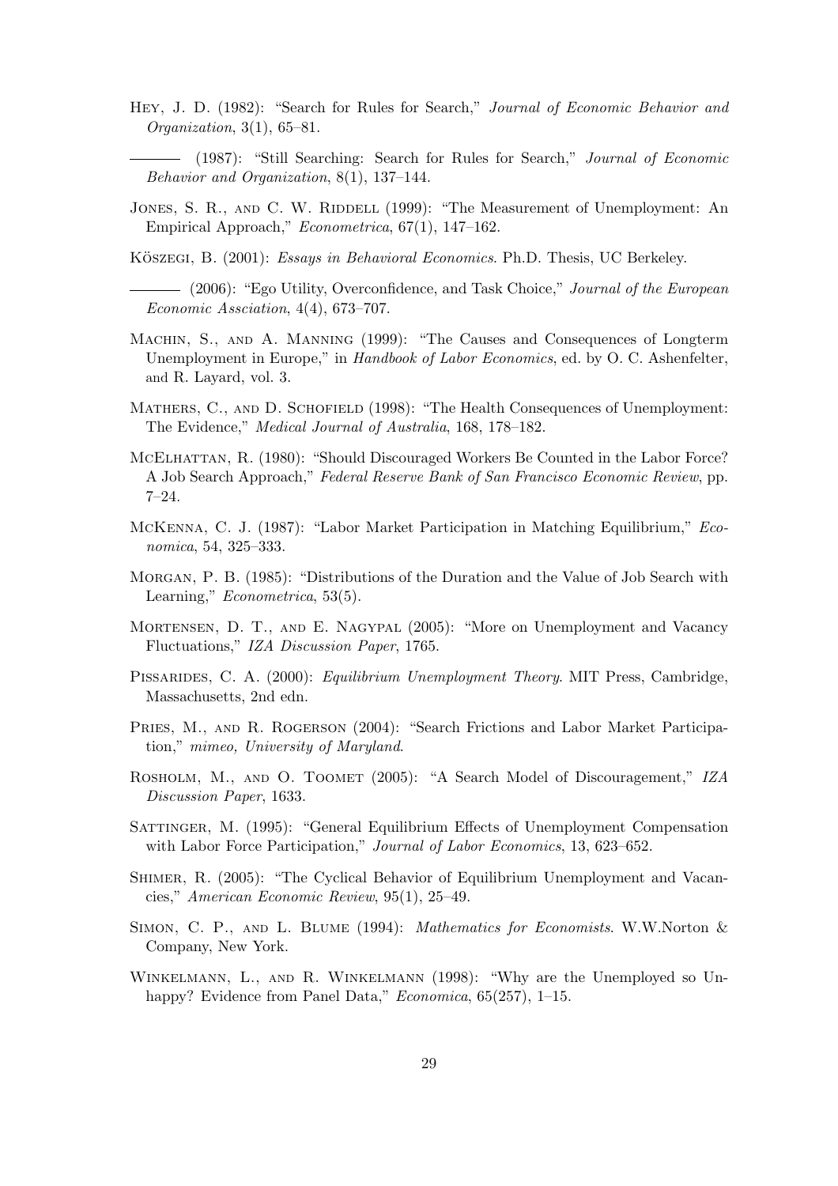Hey, J. D. (1982): "Search for Rules for Search," *Journal of Economic Behavior and Organization*, 3(1), 65–81.

——— (1987): "Still Searching: Search for Rules for Search," *Journal of Economic Behavior and Organization*, 8(1), 137–144.

Jones, S. R., and C. W. Riddell (1999): "The Measurement of Unemployment: An Empirical Approach," *Econometrica*, 67(1), 147–162.

Köszegi, B. (2001): *Essays in Behavioral Economics*. Ph.D. Thesis, UC Berkeley.

——— (2006): "Ego Utility, Overconfidence, and Task Choice," *Journal of the European Economic Assciation*, 4(4), 673–707.

Machin, S., and A. Manning (1999): "The Causes and Consequences of Longterm Unemployment in Europe," in *Handbook of Labor Economics*, ed. by O. C. Ashenfelter, and R. Layard, vol. 3.

Mathers, C., and D. Schofield (1998): "The Health Consequences of Unemployment: The Evidence," *Medical Journal of Australia*, 168, 178–182.

McElhattan, R. (1980): "Should Discouraged Workers Be Counted in the Labor Force? A Job Search Approach," *Federal Reserve Bank of San Francisco Economic Review*, pp. 7–24.

McKenna, C. J. (1987): "Labor Market Participation in Matching Equilibrium," *Economica*, 54, 325–333.

Morgan, P. B. (1985): "Distributions of the Duration and the Value of Job Search with Learning," *Econometrica*, 53(5).

Mortensen, D. T., and E. Nagypal (2005): "More on Unemployment and Vacancy Fluctuations," *IZA Discussion Paper*, 1765.

Pissarides, C. A. (2000): *Equilibrium Unemployment Theory*. MIT Press, Cambridge, Massachusetts, 2nd edn.

Pries, M., and R. Rogerson (2004): "Search Frictions and Labor Market Participation," *mimeo, University of Maryland*.

Rosholm, M., and O. Toomet (2005): "A Search Model of Discouragement," *IZA Discussion Paper*, 1633.

Sattinger, M. (1995): "General Equilibrium Effects of Unemployment Compensation with Labor Force Participation," *Journal of Labor Economics*, 13, 623–652.

Shimer, R. (2005): "The Cyclical Behavior of Equilibrium Unemployment and Vacancies," *American Economic Review*, 95(1), 25–49.

Simon, C. P., and L. Blume (1994): *Mathematics for Economists*. W.W.Norton & Company, New York.

Winkelmann, L., and R. Winkelmann (1998): "Why are the Unemployed so Unhappy? Evidence from Panel Data," *Economica*, 65(257), 1–15.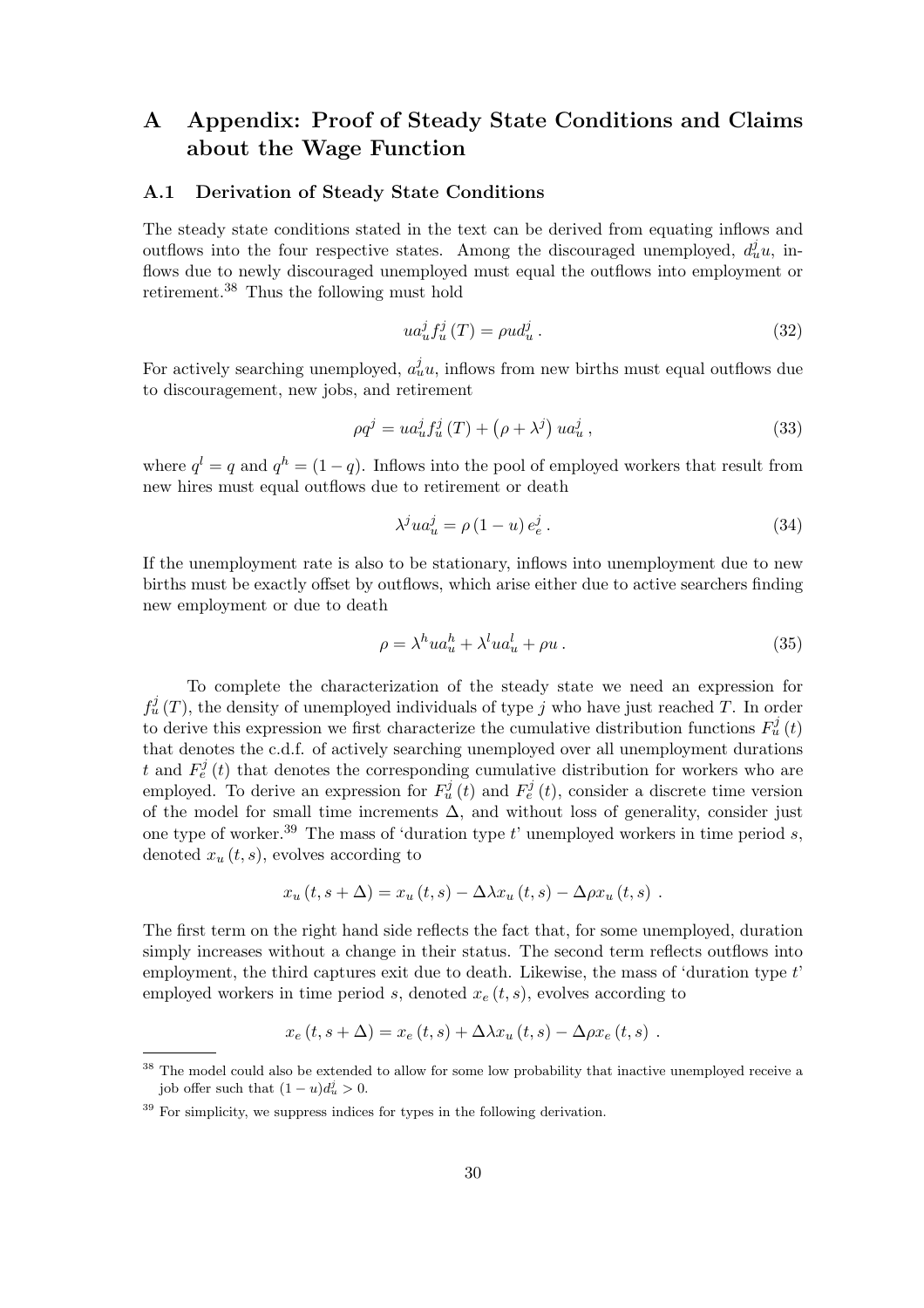# A Appendix: Proof of Steady State Conditions and Claims about the Wage Function

## A.1 Derivation of Steady State Conditions

The steady state conditions stated in the text can be derived from equating inflows and outflows into the four respective states. Among the discouraged unemployed, $d_u^j u$, inflows due to newly discouraged unemployed must equal the outflows into employment or retirement.[38] Thus the following must hold

$$u a_u^j f_u^j (T) = \rho u d_u^j \,. \tag{32}$$

For actively searching unemployed, $a_u^j u$, inflows from new births must equal outflows due to discouragement, new jobs, and retirement

$$\rho q^j = u a_u^j f_u^j (T) + \left(\rho + \lambda^j\right) u a_u^j \,, \tag{33}$$

where $q^l = q$ and $q^h = (1-q)$. Inflows into the pool of employed workers that result from new hires must equal outflows due to retirement or death

$$\lambda^j u a_u^j = \rho (1-u) e_e^j \,. \tag{34}$$

If the unemployment rate is also to be stationary, inflows into unemployment due to new births must be exactly offset by outflows, which arise either due to active searchers finding new employment or due to death

$$\rho = \lambda^h u a_u^h + \lambda^l u a_u^l + \rho u \,. \tag{35}$$

To complete the characterization of the steady state we need an expression for $f_u^j (T)$, the density of unemployed individuals of type $j$ who have just reached $T$. In order to derive this expression we first characterize the cumulative distribution functions $F_u^j (t)$ that denotes the c.d.f. of actively searching unemployed over all unemployment durations $t$ and $F_e^j (t)$ that denotes the corresponding cumulative distribution for workers who are employed. To derive an expression for $F_u^j (t)$ and $F_e^j (t)$, consider a discrete time version of the model for small time increments $\Delta$, and without loss of generality, consider just one type of worker.[39] The mass of 'duration type $t$' unemployed workers in time period $s$, denoted $x_u (t, s)$, evolves according to

$$x_u (t, s + \Delta) = x_u (t, s) - \Delta \lambda x_u (t, s) - \Delta \rho x_u (t, s) \ .$$

The first term on the right hand side reflects the fact that, for some unemployed, duration simply increases without a change in their status. The second term reflects outflows into employment, the third captures exit due to death. Likewise, the mass of 'duration type $t$' employed workers in time period $s$, denoted $x_e (t, s)$, evolves according to

$$x_e (t, s + \Delta) = x_e (t, s) + \Delta \lambda x_u (t, s) - \Delta \rho x_e (t, s) \ .$$

---

[38] The model could also be extended to allow for some low probability that inactive unemployed receive a job offer such that $(1-u) d_u^j > 0$.

[39] For simplicity, we suppress indices for types in the following derivation.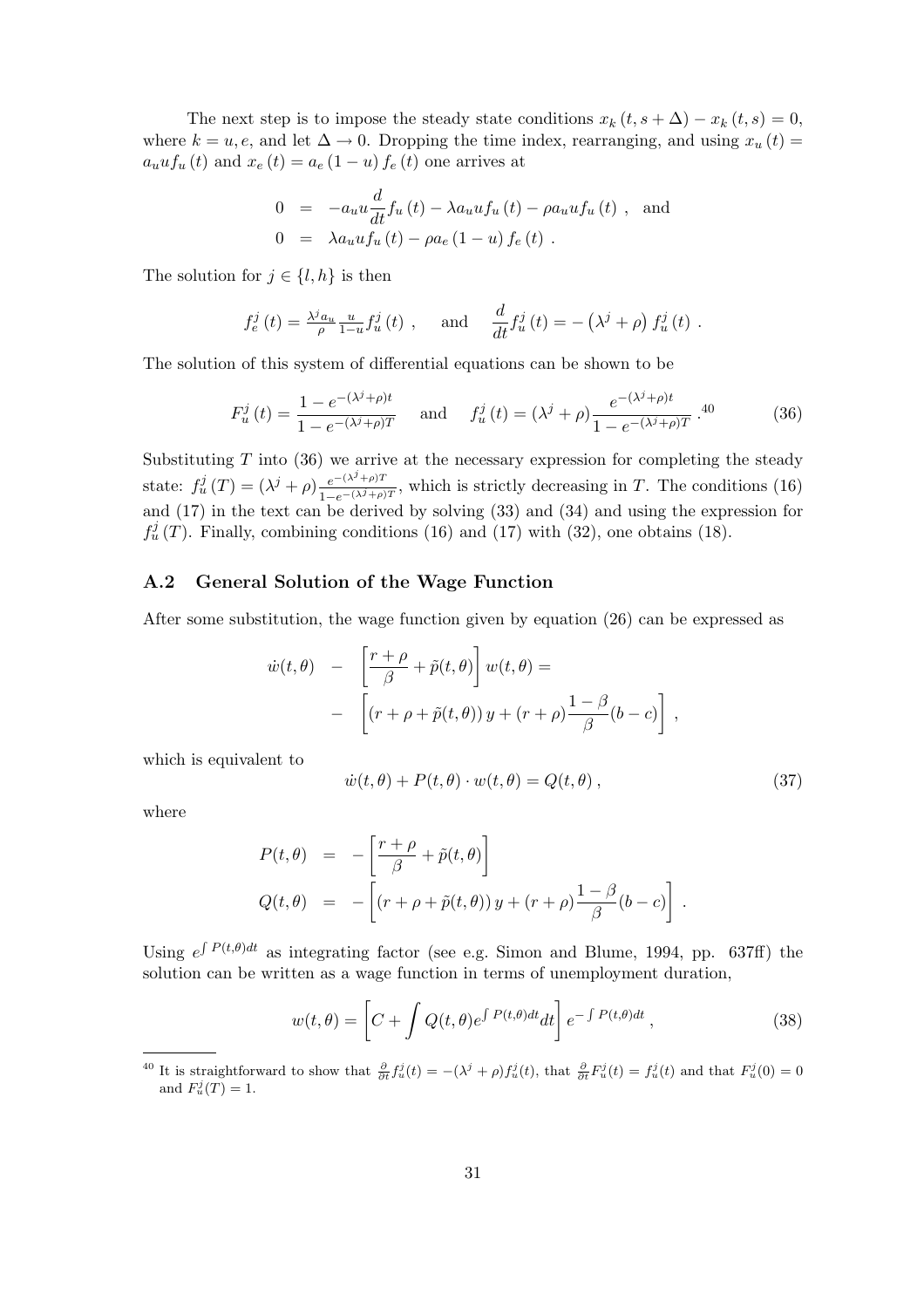The next step is to impose the steady state conditions $x_k(t, s + \Delta) - x_k(t, s) = 0$, where $k = u, e$, and let $\Delta \to 0$. Dropping the time index, rearranging, and using $x_u(t) = a_u u f_u(t)$ and $x_e(t) = a_e(1-u) f_e(t)$ one arrives at

$$
\begin{aligned}
0 &= -a_u u \frac{d}{dt} f_u(t) - \lambda a_u u f_u(t) - \rho a_u u f_u(t)\ , \quad \text{and} \\
0 &= \lambda a_u u f_u(t) - \rho a_e (1-u) f_e(t)\ .
\end{aligned}
$$

The solution for $j \in \{l, h\}$ is then

$$
f_e^j(t) = \frac{\lambda^j a_u}{\rho} \frac{u}{1-u} f_u^j(t)\ , \qquad \text{and} \qquad \frac{d}{dt} f_u^j(t) = -\left(\lambda^j + \rho\right) f_u^j(t)\ .
$$

The solution of this system of differential equations can be shown to be

$$
F_u^j(t) = \frac{1 - e^{-(\lambda^j+\rho)t}}{1 - e^{-(\lambda^j+\rho)T}} \quad \text{and} \quad f_u^j(t) = (\lambda^j + \rho) \frac{e^{-(\lambda^j+\rho)t}}{1 - e^{-(\lambda^j+\rho)T}}\ .^{40} \tag{36}
$$

Substituting $T$ into (36) we arrive at the necessary expression for completing the steady state: $f_u^j(T) = (\lambda^j + \rho)\frac{e^{-(\lambda^j+\rho)T}}{1-e^{-(\lambda^j+\rho)T}}$, which is strictly decreasing in $T$. The conditions (16) and (17) in the text can be derived by solving (33) and (34) and using the expression for $f_u^j(T)$. Finally, combining conditions (16) and (17) with (32), one obtains (18).

## A.2 General Solution of the Wage Function

After some substitution, the wage function given by equation (26) can be expressed as

$$
\begin{aligned}
\dot{w}(t,\theta) \quad - \quad & \left[\frac{r+\rho}{\beta} + \tilde{p}(t,\theta)\right] w(t,\theta) = \\
- \quad & \left[(r + \rho + \tilde{p}(t,\theta))\, y + (r+\rho)\frac{1-\beta}{\beta}(b-c)\right]\ ,
\end{aligned}
$$

which is equivalent to

$$
\dot{w}(t,\theta) + P(t,\theta)\cdot w(t,\theta) = Q(t,\theta)\ , \tag{37}
$$

where

$$
\begin{aligned}
P(t,\theta) &= -\left[\frac{r+\rho}{\beta} + \tilde{p}(t,\theta)\right] \\
Q(t,\theta) &= -\left[(r+\rho+\tilde{p}(t,\theta))\, y + (r+\rho)\frac{1-\beta}{\beta}(b-c)\right]\ .
\end{aligned}
$$

Using $e^{\int P(t,\theta)dt}$ as integrating factor (see e.g. Simon and Blume, 1994, pp. 637ff) the solution can be written as a wage function in terms of unemployment duration,

$$
w(t,\theta) = \left[C + \int Q(t,\theta) e^{\int P(t,\theta)dt} dt\right] e^{-\int P(t,\theta)dt}\ , \tag{38}
$$

---

[40] It is straightforward to show that $\frac{\partial}{\partial t} f_u^j(t) = -(\lambda^j + \rho) f_u^j(t)$, that $\frac{\partial}{\partial t} F_u^j(t) = f_u^j(t)$ and that $F_u^j(0) = 0$ and $F_u^j(T) = 1$.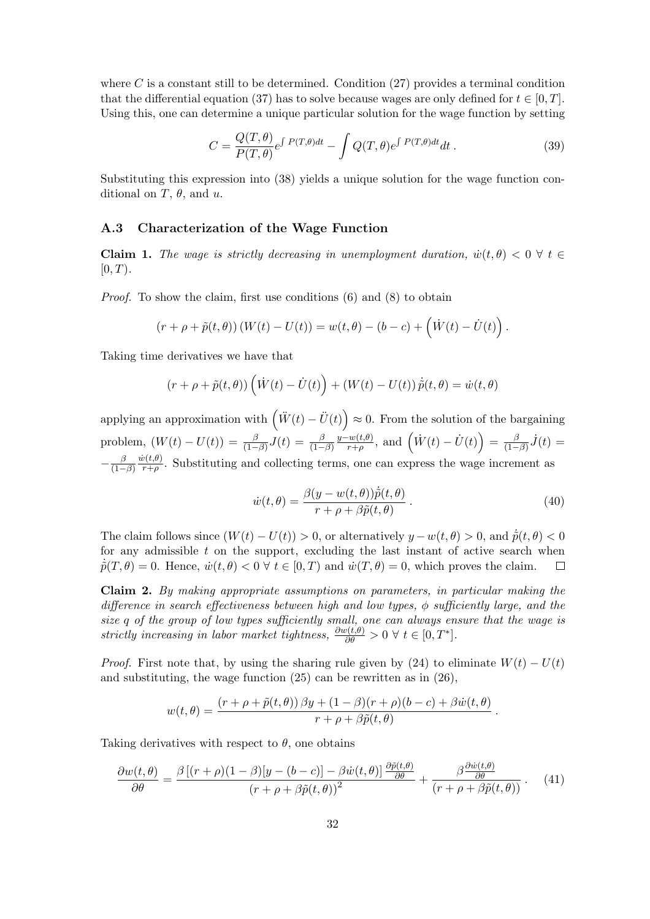where $C$ is a constant still to be determined. Condition (27) provides a terminal condition that the differential equation (37) has to solve because wages are only defined for $t \in [0, T]$. Using this, one can determine a unique particular solution for the wage function by setting

$$C = \frac{Q(T,\theta)}{P(T,\theta)} e^{\int P(T,\theta)dt} - \int Q(T,\theta) e^{\int P(T,\theta)dt} dt \,. \tag{39}$$

Substituting this expression into (38) yields a unique solution for the wage function conditional on $T$, $\theta$, and $u$.

### A.3 Characterization of the Wage Function

**Claim 1.** *The wage is strictly decreasing in unemployment duration, $\dot{w}(t,\theta) < 0 \;\forall\; t \in [0, T)$.*

*Proof.* To show the claim, first use conditions (6) and (8) to obtain

$$(r + \rho + \tilde{p}(t,\theta))\,(W(t) - U(t)) = w(t,\theta) - (b - c) + \left(\dot{W}(t) - \dot{U}(t)\right).$$

Taking time derivatives we have that

$$(r + \rho + \tilde{p}(t,\theta))\left(\dot{W}(t) - \dot{U}(t)\right) + (W(t) - U(t))\,\dot{\tilde{p}}(t,\theta) = \dot{w}(t,\theta)$$

applying an approximation with $\left(\ddot{W}(t) - \ddot{U}(t)\right) \approx 0$. From the solution of the bargaining problem, $(W(t) - U(t)) = \frac{\beta}{(1-\beta)} J(t) = \frac{\beta}{(1-\beta)} \frac{y - w(t,\theta)}{r+\rho}$, and $\left(\dot{W}(t) - \dot{U}(t)\right) = \frac{\beta}{(1-\beta)} \dot{J}(t) = -\frac{\beta}{(1-\beta)} \frac{\dot{w}(t,\theta)}{r+\rho}$. Substituting and collecting terms, one can express the wage increment as

$$\dot{w}(t,\theta) = \frac{\beta(y - w(t,\theta))\dot{\tilde{p}}(t,\theta)}{r + \rho + \beta\tilde{p}(t,\theta)} \,. \tag{40}$$

The claim follows since $(W(t) - U(t)) > 0$, or alternatively $y - w(t,\theta) > 0$, and $\dot{\tilde{p}}(t,\theta) < 0$ for any admissible $t$ on the support, excluding the last instant of active search when $\dot{\tilde{p}}(T,\theta) = 0$. Hence, $\dot{w}(t,\theta) < 0 \;\forall\; t \in [0, T)$ and $\dot{w}(T,\theta) = 0$, which proves the claim. $\square$

**Claim 2.** *By making appropriate assumptions on parameters, in particular making the difference in search effectiveness between high and low types, $\phi$ sufficiently large, and the size $q$ of the group of low types sufficiently small, one can always ensure that the wage is strictly increasing in labor market tightness, $\frac{\partial w(t,\theta)}{\partial\theta} > 0 \;\forall\; t \in [0, T^*]$.*

*Proof.* First note that, by using the sharing rule given by (24) to eliminate $W(t) - U(t)$ and substituting, the wage function (25) can be rewritten as in (26),

$$w(t,\theta) = \frac{(r + \rho + \tilde{p}(t,\theta))\,\beta y + (1 - \beta)(r + \rho)(b - c) + \beta\dot{w}(t,\theta)}{r + \rho + \beta\tilde{p}(t,\theta)} \,.$$

Taking derivatives with respect to $\theta$, one obtains

$$\frac{\partial w(t,\theta)}{\partial\theta} = \frac{\beta\left[(r+\rho)(1-\beta)[y - (b - c)] - \beta\dot{w}(t,\theta)\right]\frac{\partial\tilde{p}(t,\theta)}{\partial\theta}}{(r + \rho + \beta\tilde{p}(t,\theta))^2} + \frac{\beta\frac{\partial\dot{w}(t,\theta)}{\partial\theta}}{(r + \rho + \beta\tilde{p}(t,\theta))} \,. \tag{41}$$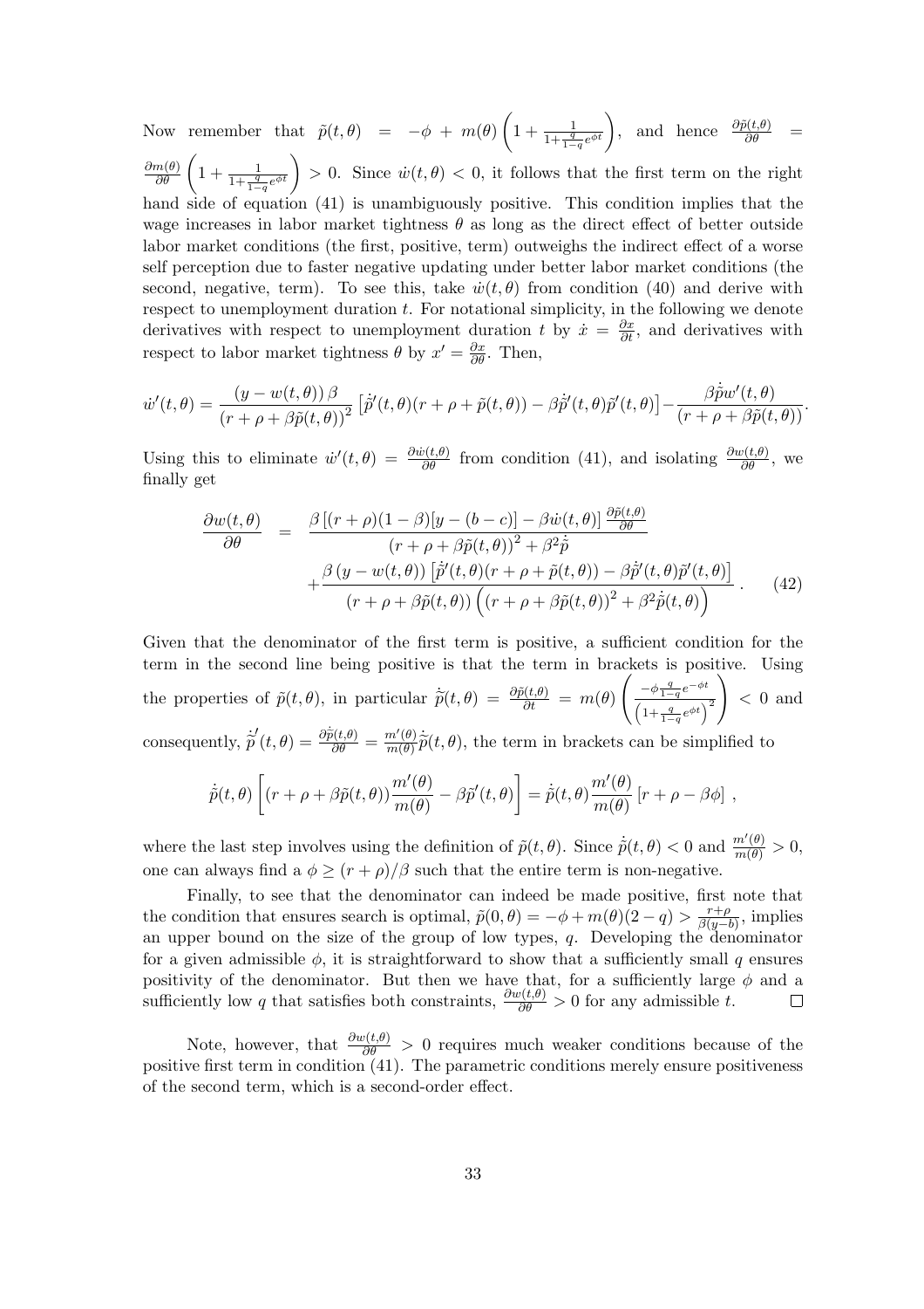Now remember that $\tilde{p}(t,\theta) = -\phi + m(\theta)\left(1 + \frac{1}{1+\frac{q}{1-q}e^{\phi t}}\right)$, and hence $\frac{\partial \tilde{p}(t,\theta)}{\partial \theta} = \frac{\partial m(\theta)}{\partial \theta}\left(1 + \frac{1}{1+\frac{q}{1-q}e^{\phi t}}\right) > 0$. Since $\dot{w}(t,\theta) < 0$, it follows that the first term on the right hand side of equation (41) is unambiguously positive. This condition implies that the wage increases in labor market tightness $\theta$ as long as the direct effect of better outside labor market conditions (the first, positive, term) outweighs the indirect effect of a worse self perception due to faster negative updating under better labor market conditions (the second, negative, term). To see this, take $\dot{w}(t,\theta)$ from condition (40) and derive with respect to unemployment duration $t$. For notational simplicity, in the following we denote derivatives with respect to unemployment duration $t$ by $\dot{x} = \frac{\partial x}{\partial t}$, and derivatives with respect to labor market tightness $\theta$ by $x' = \frac{\partial x}{\partial \theta}$. Then,

$$\dot{w}'(t,\theta) = \frac{(y - w(t,\theta))\,\beta}{(r+\rho+\beta\tilde{p}(t,\theta))^2}\left[\dot{\tilde{p}}'(t,\theta)(r+\rho+\tilde{p}(t,\theta)) - \beta\dot{\tilde{p}}'(t,\theta)\tilde{p}'(t,\theta)\right] - \frac{\beta\dot{\tilde{p}}w'(t,\theta)}{(r+\rho+\beta\tilde{p}(t,\theta))}.$$

Using this to eliminate $\dot{w}'(t,\theta) = \frac{\partial \dot{w}(t,\theta)}{\partial \theta}$ from condition (41), and isolating $\frac{\partial w(t,\theta)}{\partial \theta}$, we finally get

$$\begin{aligned}\frac{\partial w(t,\theta)}{\partial \theta} &= \frac{\beta\left[(r+\rho)(1-\beta)[y-(b-c)] - \beta\dot{w}(t,\theta)\right]\frac{\partial \tilde{p}(t,\theta)}{\partial \theta}}{(r+\rho+\beta\tilde{p}(t,\theta))^2 + \beta^2\dot{\tilde{p}}} \\ &\quad + \frac{\beta\,(y-w(t,\theta))\left[\dot{\tilde{p}}'(t,\theta)(r+\rho+\tilde{p}(t,\theta)) - \beta\dot{\tilde{p}}'(t,\theta)\tilde{p}'(t,\theta)\right]}{(r+\rho+\beta\tilde{p}(t,\theta))\left((r+\rho+\beta\tilde{p}(t,\theta))^2 + \beta^2\dot{\tilde{p}}(t,\theta)\right)}. \qquad (42)\end{aligned}$$

Given that the denominator of the first term is positive, a sufficient condition for the term in the second line being positive is that the term in brackets is positive. Using the properties of $\tilde{p}(t,\theta)$, in particular $\dot{\tilde{p}}(t,\theta) = \frac{\partial \tilde{p}(t,\theta)}{\partial t} = m(\theta)\left(\frac{-\phi\frac{q}{1-q}e^{-\phi t}}{\left(1+\frac{q}{1-q}e^{\phi t}\right)^2}\right) < 0$ and consequently, $\dot{\tilde{p}}'(t,\theta) = \frac{\partial \dot{\tilde{p}}(t,\theta)}{\partial \theta} = \frac{m'(\theta)}{m(\theta)}\dot{\tilde{p}}(t,\theta)$, the term in brackets can be simplified to

$$\dot{\tilde{p}}(t,\theta)\left[(r+\rho+\beta\tilde{p}(t,\theta))\frac{m'(\theta)}{m(\theta)} - \beta\tilde{p}'(t,\theta)\right] = \dot{\tilde{p}}(t,\theta)\frac{m'(\theta)}{m(\theta)}\left[r+\rho-\beta\phi\right],$$

where the last step involves using the definition of $\tilde{p}(t,\theta)$. Since $\dot{\tilde{p}}(t,\theta) < 0$ and $\frac{m'(\theta)}{m(\theta)} > 0$, one can always find a $\phi \geq (r+\rho)/\beta$ such that the entire term is non-negative.

Finally, to see that the denominator can indeed be made positive, first note that the condition that ensures search is optimal, $\tilde{p}(0,\theta) = -\phi + m(\theta)(2-q) > \frac{r+\rho}{\beta(y-b)}$, implies an upper bound on the size of the group of low types, $q$. Developing the denominator for a given admissible $\phi$, it is straightforward to show that a sufficiently small $q$ ensures positivity of the denominator. But then we have that, for a sufficiently large $\phi$ and a sufficiently low $q$ that satisfies both constraints, $\frac{\partial w(t,\theta)}{\partial \theta} > 0$ for any admissible $t$. □

Note, however, that $\frac{\partial w(t,\theta)}{\partial \theta} > 0$ requires much weaker conditions because of the positive first term in condition (41). The parametric conditions merely ensure positiveness of the second term, which is a second-order effect.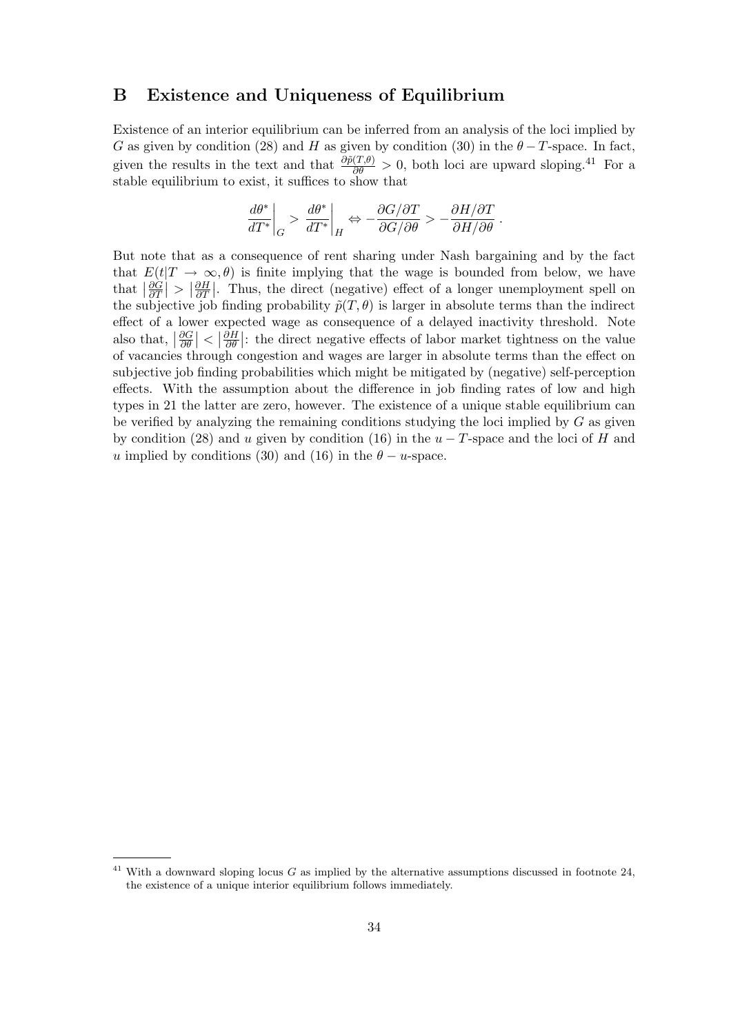## B Existence and Uniqueness of Equilibrium

Existence of an interior equilibrium can be inferred from an analysis of the loci implied by $G$ as given by condition (28) and $H$ as given by condition (30) in the $\theta - T$-space. In fact, given the results in the text and that $\frac{\partial \tilde{p}(T,\theta)}{\partial \theta} > 0$, both loci are upward sloping.[41] For a stable equilibrium to exist, it suffices to show that

$$\left.\frac{d\theta^*}{dT^*}\right|_G > \left.\frac{d\theta^*}{dT^*}\right|_H \Leftrightarrow -\frac{\partial G/\partial T}{\partial G/\partial \theta} > -\frac{\partial H/\partial T}{\partial H/\partial \theta}\,.$$

But note that as a consequence of rent sharing under Nash bargaining and by the fact that $E(t|T \to \infty, \theta)$ is finite implying that the wage is bounded from below, we have that $\left|\frac{\partial G}{\partial T}\right| > \left|\frac{\partial H}{\partial T}\right|$. Thus, the direct (negative) effect of a longer unemployment spell on the subjective job finding probability $\tilde{p}(T,\theta)$ is larger in absolute terms than the indirect effect of a lower expected wage as consequence of a delayed inactivity threshold. Note also that, $\left|\frac{\partial G}{\partial \theta}\right| < \left|\frac{\partial H}{\partial \theta}\right|$: the direct negative effects of labor market tightness on the value of vacancies through congestion and wages are larger in absolute terms than the effect on subjective job finding probabilities which might be mitigated by (negative) self-perception effects. With the assumption about the difference in job finding rates of low and high types in 21 the latter are zero, however. The existence of a unique stable equilibrium can be verified by analyzing the remaining conditions studying the loci implied by $G$ as given by condition (28) and $u$ given by condition (16) in the $u - T$-space and the loci of $H$ and $u$ implied by conditions (30) and (16) in the $\theta - u$-space.

[41] With a downward sloping locus $G$ as implied by the alternative assumptions discussed in footnote 24, the existence of a unique interior equilibrium follows immediately.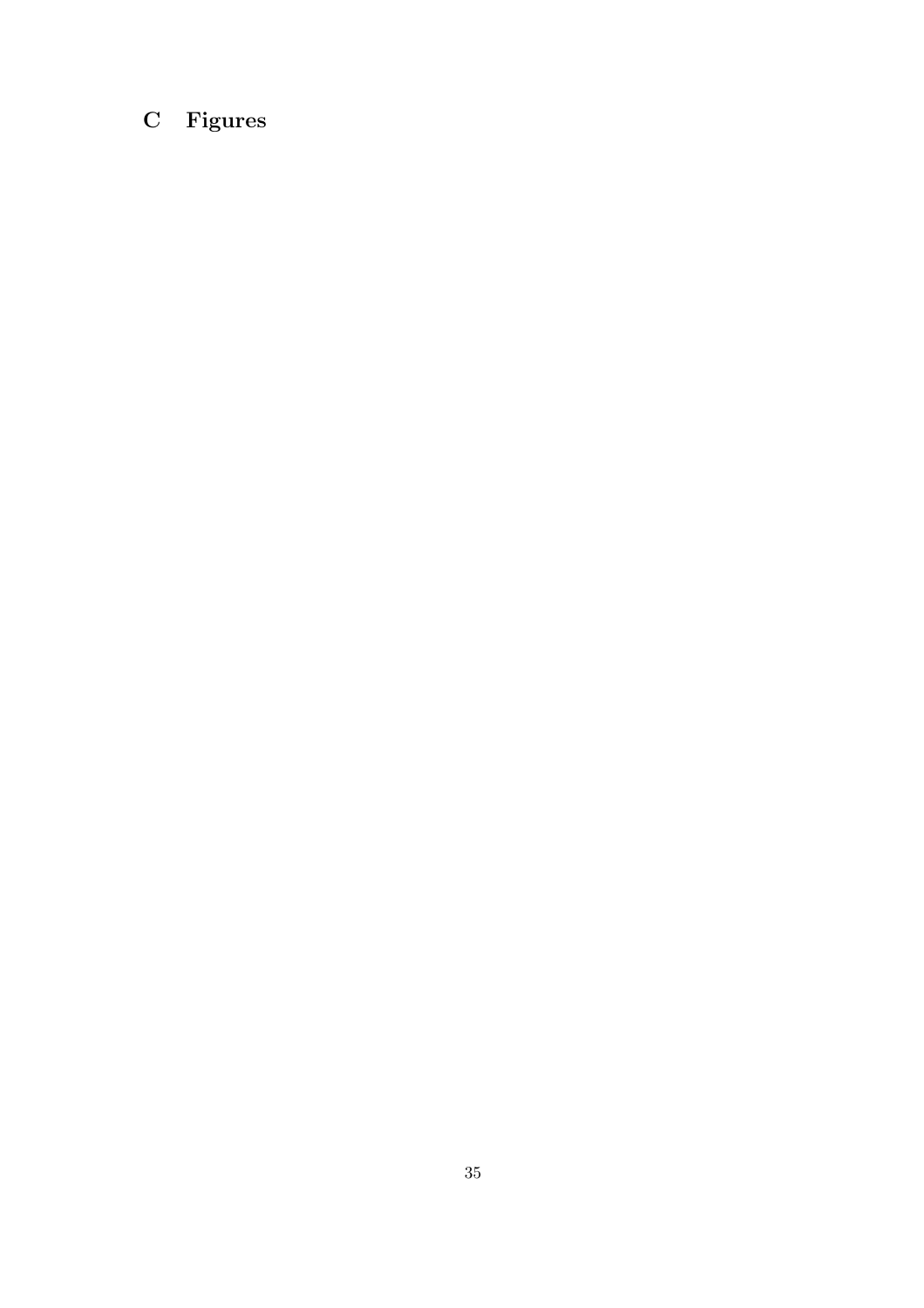# C Figures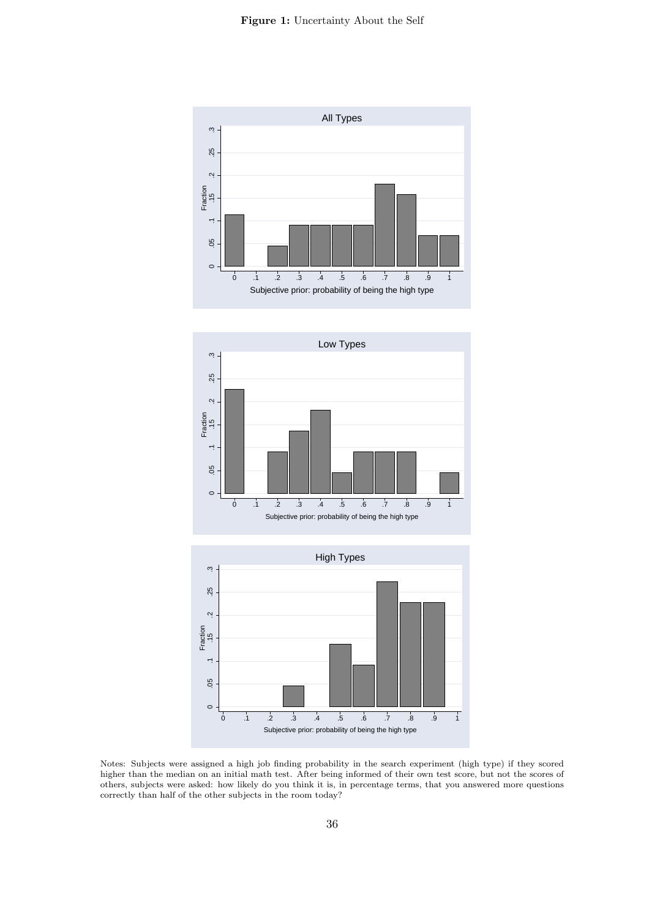**Figure 1:** Uncertainty About the Self

All Types

Fraction

0 .05 .1 .15 .2 .25 .3

0 .1 .2 .3 .4 .5 .6 .7 .8 .9 1

Subjective prior: probability of being the high type

Low Types

Fraction

0 .05 .1 .15 .2 .25 .3

0 .1 .2 .3 .4 .5 .6 .7 .8 .9 1

Subjective prior: probability of being the high type

High Types

Fraction

0 .05 .1 .15 .2 .25 .3

0 .1 .2 .3 .4 .5 .6 .7 .8 .9 1

Subjective prior: probability of being the high type

Notes: Subjects were assigned a high job finding probability in the search experiment (high type) if they scored higher than the median on an initial math test. After being informed of their own test score, but not the scores of others, subjects were asked: how likely do you think it is, in percentage terms, that you answered more questions correctly than half of the other subjects in the room today?